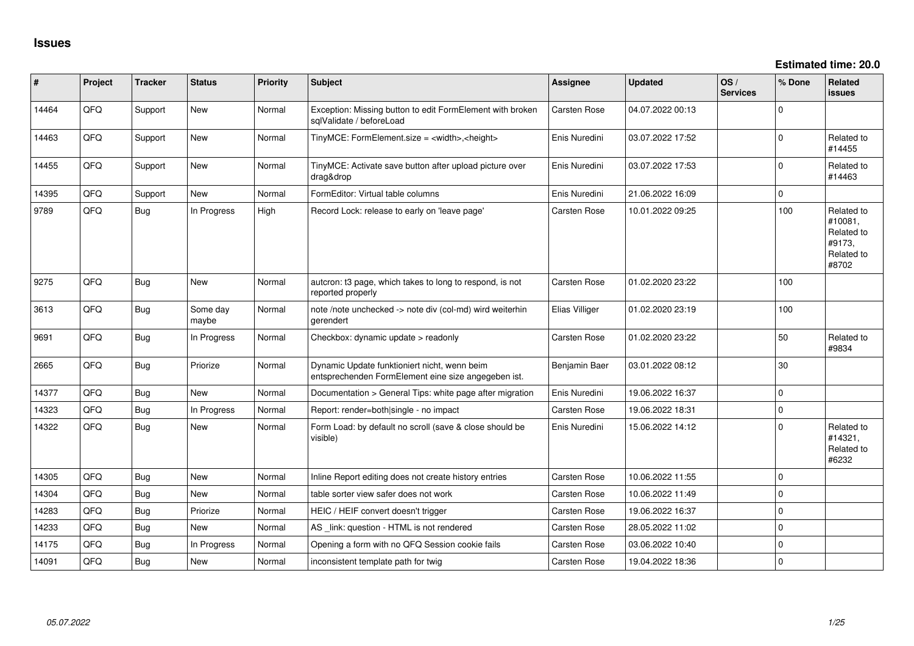# Issues

**Estimated time: 20.0**

| # | Project | Tracker | Status | Priority | Subject | Assignee | Updated | OS / Services | % Done | Related issues |
|---|---|---|---|---|---|---|---|---|---|---|
| 14464 | QFQ | Support | New | Normal | Exception: Missing button to edit FormElement with broken sqlValidate / beforeLoad | Carsten Rose | 04.07.2022 00:13 | | 0 | |
| 14463 | QFQ | Support | New | Normal | TinyMCE: FormElement.size = <width>,<height> | Enis Nuredini | 03.07.2022 17:52 | | 0 | Related to #14455 |
| 14455 | QFQ | Support | New | Normal | TinyMCE: Activate save button after upload picture over drag&drop | Enis Nuredini | 03.07.2022 17:53 | | 0 | Related to #14463 |
| 14395 | QFQ | Support | New | Normal | FormEditor: Virtual table columns | Enis Nuredini | 21.06.2022 16:09 | | 0 | |
| 9789 | QFQ | Bug | In Progress | High | Record Lock: release to early on 'leave page' | Carsten Rose | 10.01.2022 09:25 | | 100 | Related to #10081, Related to #9173, Related to #8702 |
| 9275 | QFQ | Bug | New | Normal | autcron: t3 page, which takes to long to respond, is not reported properly | Carsten Rose | 01.02.2020 23:22 | | 100 | |
| 3613 | QFQ | Bug | Some day maybe | Normal | note /note unchecked -> note div (col-md) wird weiterhin gerendert | Elias Villiger | 01.02.2020 23:19 | | 100 | |
| 9691 | QFQ | Bug | In Progress | Normal | Checkbox: dynamic update > readonly | Carsten Rose | 01.02.2020 23:22 | | 50 | Related to #9834 |
| 2665 | QFQ | Bug | Priorize | Normal | Dynamic Update funktioniert nicht, wenn beim entsprechenden FormElement eine size angegeben ist. | Benjamin Baer | 03.01.2022 08:12 | | 30 | |
| 14377 | QFQ | Bug | New | Normal | Documentation > General Tips: white page after migration | Enis Nuredini | 19.06.2022 16:37 | | 0 | |
| 14323 | QFQ | Bug | In Progress | Normal | Report: render=both\|single - no impact | Carsten Rose | 19.06.2022 18:31 | | 0 | |
| 14322 | QFQ | Bug | New | Normal | Form Load: by default no scroll (save & close should be visible) | Enis Nuredini | 15.06.2022 14:12 | | 0 | Related to #14321, Related to #6232 |
| 14305 | QFQ | Bug | New | Normal | Inline Report editing does not create history entries | Carsten Rose | 10.06.2022 11:55 | | 0 | |
| 14304 | QFQ | Bug | New | Normal | table sorter view safer does not work | Carsten Rose | 10.06.2022 11:49 | | 0 | |
| 14283 | QFQ | Bug | Priorize | Normal | HEIC / HEIF convert doesn't trigger | Carsten Rose | 19.06.2022 16:37 | | 0 | |
| 14233 | QFQ | Bug | New | Normal | AS _link: question - HTML is not rendered | Carsten Rose | 28.05.2022 11:02 | | 0 | |
| 14175 | QFQ | Bug | In Progress | Normal | Opening a form with no QFQ Session cookie fails | Carsten Rose | 03.06.2022 10:40 | | 0 | |
| 14091 | QFQ | Bug | New | Normal | inconsistent template path for twig | Carsten Rose | 19.04.2022 18:36 | | 0 | |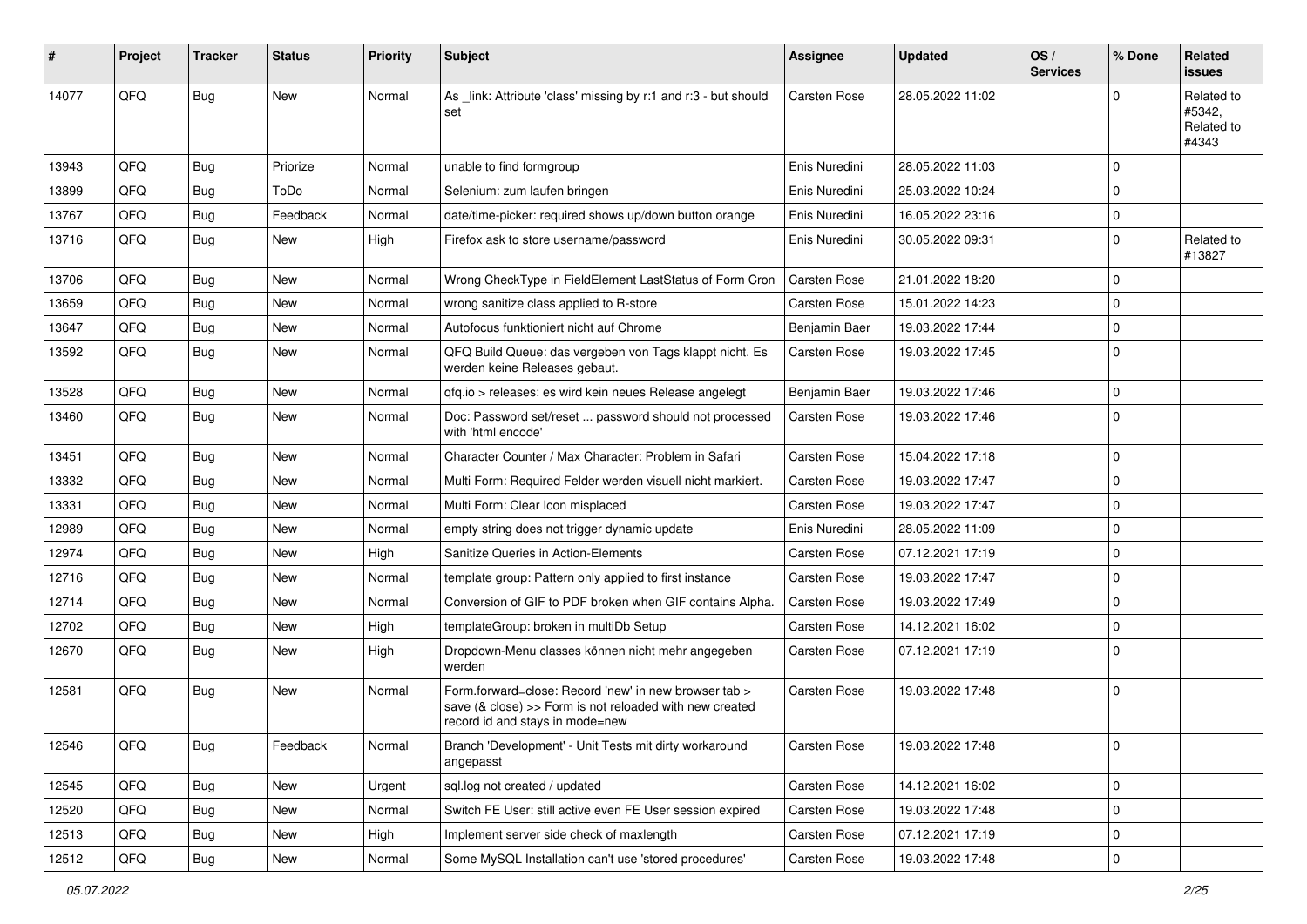| # | Project | Tracker | Status | Priority | Subject | Assignee | Updated | OS / Services | % Done | Related issues |
|---|---|---|---|---|---|---|---|---|---|---|
| 14077 | QFQ | Bug | New | Normal | As _link: Attribute 'class' missing by r:1 and r:3 - but should set | Carsten Rose | 28.05.2022 11:02 | | 0 | Related to #5342, Related to #4343 |
| 13943 | QFQ | Bug | Priorize | Normal | unable to find formgroup | Enis Nuredini | 28.05.2022 11:03 | | 0 | |
| 13899 | QFQ | Bug | ToDo | Normal | Selenium: zum laufen bringen | Enis Nuredini | 25.03.2022 10:24 | | 0 | |
| 13767 | QFQ | Bug | Feedback | Normal | date/time-picker: required shows up/down button orange | Enis Nuredini | 16.05.2022 23:16 | | 0 | |
| 13716 | QFQ | Bug | New | High | Firefox ask to store username/password | Enis Nuredini | 30.05.2022 09:31 | | 0 | Related to #13827 |
| 13706 | QFQ | Bug | New | Normal | Wrong CheckType in FieldElement LastStatus of Form Cron | Carsten Rose | 21.01.2022 18:20 | | 0 | |
| 13659 | QFQ | Bug | New | Normal | wrong sanitize class applied to R-store | Carsten Rose | 15.01.2022 14:23 | | 0 | |
| 13647 | QFQ | Bug | New | Normal | Autofocus funktioniert nicht auf Chrome | Benjamin Baer | 19.03.2022 17:44 | | 0 | |
| 13592 | QFQ | Bug | New | Normal | QFQ Build Queue: das vergeben von Tags klappt nicht. Es werden keine Releases gebaut. | Carsten Rose | 19.03.2022 17:45 | | 0 | |
| 13528 | QFQ | Bug | New | Normal | qfq.io > releases: es wird kein neues Release angelegt | Benjamin Baer | 19.03.2022 17:46 | | 0 | |
| 13460 | QFQ | Bug | New | Normal | Doc: Password set/reset ... password should not processed with 'html encode' | Carsten Rose | 19.03.2022 17:46 | | 0 | |
| 13451 | QFQ | Bug | New | Normal | Character Counter / Max Character: Problem in Safari | Carsten Rose | 15.04.2022 17:18 | | 0 | |
| 13332 | QFQ | Bug | New | Normal | Multi Form: Required Felder werden visuell nicht markiert. | Carsten Rose | 19.03.2022 17:47 | | 0 | |
| 13331 | QFQ | Bug | New | Normal | Multi Form: Clear Icon misplaced | Carsten Rose | 19.03.2022 17:47 | | 0 | |
| 12989 | QFQ | Bug | New | Normal | empty string does not trigger dynamic update | Enis Nuredini | 28.05.2022 11:09 | | 0 | |
| 12974 | QFQ | Bug | New | High | Sanitize Queries in Action-Elements | Carsten Rose | 07.12.2021 17:19 | | 0 | |
| 12716 | QFQ | Bug | New | Normal | template group: Pattern only applied to first instance | Carsten Rose | 19.03.2022 17:47 | | 0 | |
| 12714 | QFQ | Bug | New | Normal | Conversion of GIF to PDF broken when GIF contains Alpha. | Carsten Rose | 19.03.2022 17:49 | | 0 | |
| 12702 | QFQ | Bug | New | High | templateGroup: broken in multiDb Setup | Carsten Rose | 14.12.2021 16:02 | | 0 | |
| 12670 | QFQ | Bug | New | High | Dropdown-Menu classes können nicht mehr angegeben werden | Carsten Rose | 07.12.2021 17:19 | | 0 | |
| 12581 | QFQ | Bug | New | Normal | Form.forward=close: Record 'new' in new browser tab > save (& close) >> Form is not reloaded with new created record id and stays in mode=new | Carsten Rose | 19.03.2022 17:48 | | 0 | |
| 12546 | QFQ | Bug | Feedback | Normal | Branch 'Development' - Unit Tests mit dirty workaround angepasst | Carsten Rose | 19.03.2022 17:48 | | 0 | |
| 12545 | QFQ | Bug | New | Urgent | sql.log not created / updated | Carsten Rose | 14.12.2021 16:02 | | 0 | |
| 12520 | QFQ | Bug | New | Normal | Switch FE User: still active even FE User session expired | Carsten Rose | 19.03.2022 17:48 | | 0 | |
| 12513 | QFQ | Bug | New | High | Implement server side check of maxlength | Carsten Rose | 07.12.2021 17:19 | | 0 | |
| 12512 | QFQ | Bug | New | Normal | Some MySQL Installation can't use 'stored procedures' | Carsten Rose | 19.03.2022 17:48 | | 0 | |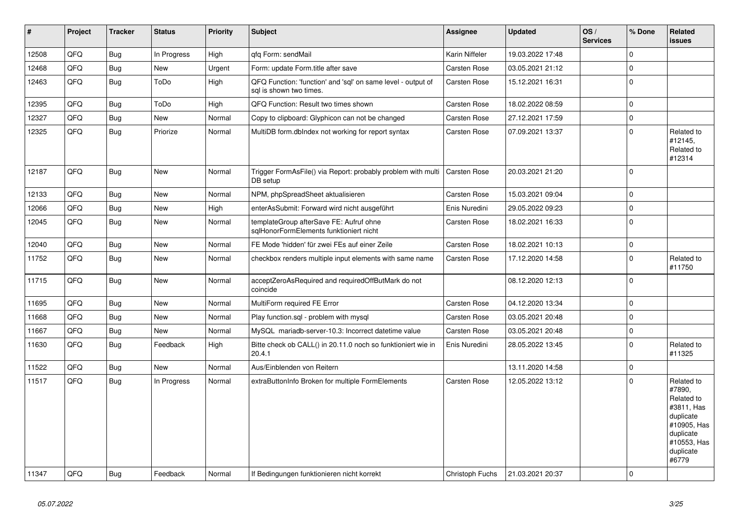| # | Project | Tracker | Status | Priority | Subject | Assignee | Updated | OS / Services | % Done | Related issues |
|---|---|---|---|---|---|---|---|---|---|---|
| 12508 | QFQ | Bug | In Progress | High | qfq Form: sendMail | Karin Niffeler | 19.03.2022 17:48 | | 0 | |
| 12468 | QFQ | Bug | New | Urgent | Form: update Form.title after save | Carsten Rose | 03.05.2021 21:12 | | 0 | |
| 12463 | QFQ | Bug | ToDo | High | QFQ Function: 'function' and 'sql' on same level - output of sql is shown two times. | Carsten Rose | 15.12.2021 16:31 | | 0 | |
| 12395 | QFQ | Bug | ToDo | High | QFQ Function: Result two times shown | Carsten Rose | 18.02.2022 08:59 | | 0 | |
| 12327 | QFQ | Bug | New | Normal | Copy to clipboard: Glyphicon can not be changed | Carsten Rose | 27.12.2021 17:59 | | 0 | |
| 12325 | QFQ | Bug | Priorize | Normal | MultiDB form.dbIndex not working for report syntax | Carsten Rose | 07.09.2021 13:37 | | 0 | Related to #12145, Related to #12314 |
| 12187 | QFQ | Bug | New | Normal | Trigger FormAsFile() via Report: probably problem with multi DB setup | Carsten Rose | 20.03.2021 21:20 | | 0 | |
| 12133 | QFQ | Bug | New | Normal | NPM, phpSpreadSheet aktualisieren | Carsten Rose | 15.03.2021 09:04 | | 0 | |
| 12066 | QFQ | Bug | New | High | enterAsSubmit: Forward wird nicht ausgeführt | Enis Nuredini | 29.05.2022 09:23 | | 0 | |
| 12045 | QFQ | Bug | New | Normal | templateGroup afterSave FE: Aufruf ohne sqlHonorFormElements funktioniert nicht | Carsten Rose | 18.02.2021 16:33 | | 0 | |
| 12040 | QFQ | Bug | New | Normal | FE Mode 'hidden' für zwei FEs auf einer Zeile | Carsten Rose | 18.02.2021 10:13 | | 0 | |
| 11752 | QFQ | Bug | New | Normal | checkbox renders multiple input elements with same name | Carsten Rose | 17.12.2020 14:58 | | 0 | Related to #11750 |
| 11715 | QFQ | Bug | New | Normal | acceptZeroAsRequired and requiredOffButMark do not coincide | | 08.12.2020 12:13 | | 0 | |
| 11695 | QFQ | Bug | New | Normal | MultiForm required FE Error | Carsten Rose | 04.12.2020 13:34 | | 0 | |
| 11668 | QFQ | Bug | New | Normal | Play function.sql - problem with mysql | Carsten Rose | 03.05.2021 20:48 | | 0 | |
| 11667 | QFQ | Bug | New | Normal | MySQL mariadb-server-10.3: Incorrect datetime value | Carsten Rose | 03.05.2021 20:48 | | 0 | |
| 11630 | QFQ | Bug | Feedback | High | Bitte check ob CALL() in 20.11.0 noch so funktioniert wie in 20.4.1 | Enis Nuredini | 28.05.2022 13:45 | | 0 | Related to #11325 |
| 11522 | QFQ | Bug | New | Normal | Aus/Einblenden von Reitern | | 13.11.2020 14:58 | | 0 | |
| 11517 | QFQ | Bug | In Progress | Normal | extraButtonInfo Broken for multiple FormElements | Carsten Rose | 12.05.2022 13:12 | | 0 | Related to #7890, Related to #3811, Has duplicate #10905, Has duplicate #10553, Has duplicate #6779 |
| 11347 | QFQ | Bug | Feedback | Normal | If Bedingungen funktionieren nicht korrekt | Christoph Fuchs | 21.03.2021 20:37 | | 0 | |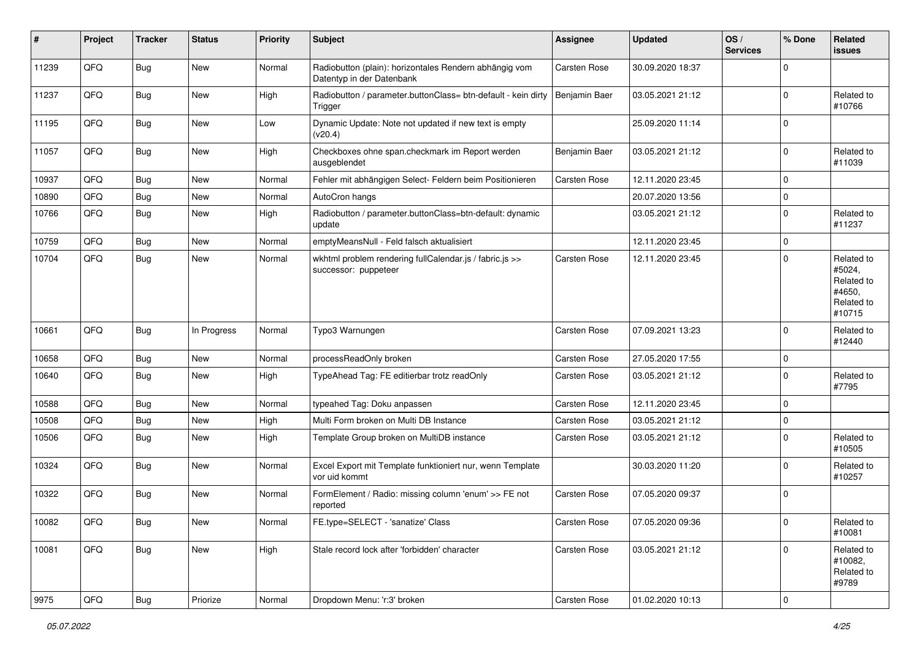| # | Project | Tracker | Status | Priority | Subject | Assignee | Updated | OS / Services | % Done | Related issues |
|---|---|---|---|---|---|---|---|---|---|---|
| 11239 | QFQ | Bug | New | Normal | Radiobutton (plain): horizontales Rendern abhängig vom Datentyp in der Datenbank | Carsten Rose | 30.09.2020 18:37 | | 0 | |
| 11237 | QFQ | Bug | New | High | Radiobutton / parameter.buttonClass= btn-default - kein dirty Trigger | Benjamin Baer | 03.05.2021 21:12 | | 0 | Related to #10766 |
| 11195 | QFQ | Bug | New | Low | Dynamic Update: Note not updated if new text is empty (v20.4) | | 25.09.2020 11:14 | | 0 | |
| 11057 | QFQ | Bug | New | High | Checkboxes ohne span.checkmark im Report werden ausgeblendet | Benjamin Baer | 03.05.2021 21:12 | | 0 | Related to #11039 |
| 10937 | QFQ | Bug | New | Normal | Fehler mit abhängigen Select- Feldern beim Positionieren | Carsten Rose | 12.11.2020 23:45 | | 0 | |
| 10890 | QFQ | Bug | New | Normal | AutoCron hangs | | 20.07.2020 13:56 | | 0 | |
| 10766 | QFQ | Bug | New | High | Radiobutton / parameter.buttonClass=btn-default: dynamic update | | 03.05.2021 21:12 | | 0 | Related to #11237 |
| 10759 | QFQ | Bug | New | Normal | emptyMeansNull - Feld falsch aktualisiert | | 12.11.2020 23:45 | | 0 | |
| 10704 | QFQ | Bug | New | Normal | wkhtml problem rendering fullCalendar.js / fabric.js >> successor: puppeteer | Carsten Rose | 12.11.2020 23:45 | | 0 | Related to #5024, Related to #4650, Related to #10715 |
| 10661 | QFQ | Bug | In Progress | Normal | Typo3 Warnungen | Carsten Rose | 07.09.2021 13:23 | | 0 | Related to #12440 |
| 10658 | QFQ | Bug | New | Normal | processReadOnly broken | Carsten Rose | 27.05.2020 17:55 | | 0 | |
| 10640 | QFQ | Bug | New | High | TypeAhead Tag: FE editierbar trotz readOnly | Carsten Rose | 03.05.2021 21:12 | | 0 | Related to #7795 |
| 10588 | QFQ | Bug | New | Normal | typeahed Tag: Doku anpassen | Carsten Rose | 12.11.2020 23:45 | | 0 | |
| 10508 | QFQ | Bug | New | High | Multi Form broken on Multi DB Instance | Carsten Rose | 03.05.2021 21:12 | | 0 | |
| 10506 | QFQ | Bug | New | High | Template Group broken on MultiDB instance | Carsten Rose | 03.05.2021 21:12 | | 0 | Related to #10505 |
| 10324 | QFQ | Bug | New | Normal | Excel Export mit Template funktioniert nur, wenn Template vor uid kommt | | 30.03.2020 11:20 | | 0 | Related to #10257 |
| 10322 | QFQ | Bug | New | Normal | FormElement / Radio: missing column 'enum' >> FE not reported | Carsten Rose | 07.05.2020 09:37 | | 0 | |
| 10082 | QFQ | Bug | New | Normal | FE.type=SELECT - 'sanatize' Class | Carsten Rose | 07.05.2020 09:36 | | 0 | Related to #10081 |
| 10081 | QFQ | Bug | New | High | Stale record lock after 'forbidden' character | Carsten Rose | 03.05.2021 21:12 | | 0 | Related to #10082, Related to #9789 |
| 9975 | QFQ | Bug | Priorize | Normal | Dropdown Menu: 'r:3' broken | Carsten Rose | 01.02.2020 10:13 | | 0 | |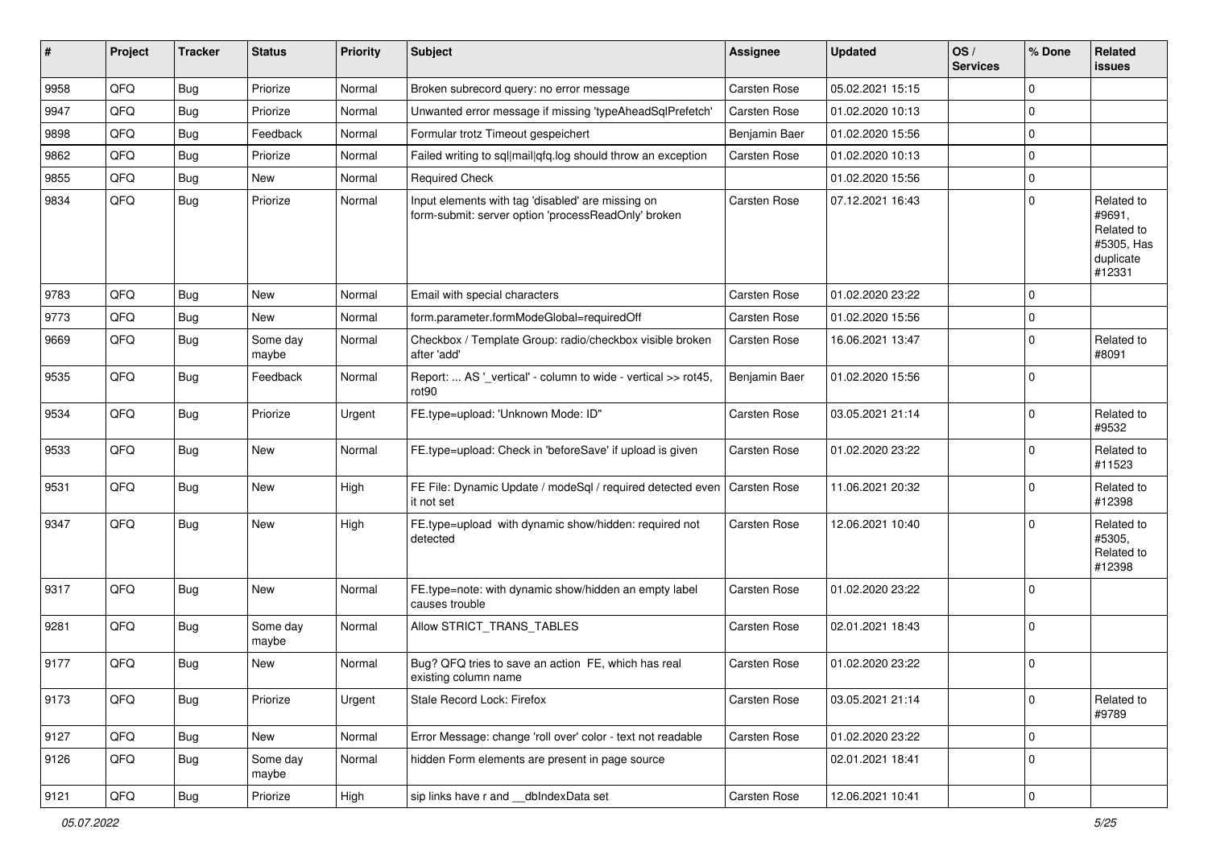| # | Project | Tracker | Status | Priority | Subject | Assignee | Updated | OS / Services | % Done | Related issues |
|---|---|---|---|---|---|---|---|---|---|---|
| 9958 | QFQ | Bug | Priorize | Normal | Broken subrecord query: no error message | Carsten Rose | 05.02.2021 15:15 | | 0 | |
| 9947 | QFQ | Bug | Priorize | Normal | Unwanted error message if missing 'typeAheadSqlPrefetch' | Carsten Rose | 01.02.2020 10:13 | | 0 | |
| 9898 | QFQ | Bug | Feedback | Normal | Formular trotz Timeout gespeichert | Benjamin Baer | 01.02.2020 15:56 | | 0 | |
| 9862 | QFQ | Bug | Priorize | Normal | Failed writing to sql\|mail\|qfq.log should throw an exception | Carsten Rose | 01.02.2020 10:13 | | 0 | |
| 9855 | QFQ | Bug | New | Normal | Required Check | | 01.02.2020 15:56 | | 0 | |
| 9834 | QFQ | Bug | Priorize | Normal | Input elements with tag 'disabled' are missing on form-submit: server option 'processReadOnly' broken | Carsten Rose | 07.12.2021 16:43 | | 0 | Related to #9691, Related to #5305, Has duplicate #12331 |
| 9783 | QFQ | Bug | New | Normal | Email with special characters | Carsten Rose | 01.02.2020 23:22 | | 0 | |
| 9773 | QFQ | Bug | New | Normal | form.parameter.formModeGlobal=requiredOff | Carsten Rose | 01.02.2020 15:56 | | 0 | |
| 9669 | QFQ | Bug | Some day maybe | Normal | Checkbox / Template Group: radio/checkbox visible broken after 'add' | Carsten Rose | 16.06.2021 13:47 | | 0 | Related to #8091 |
| 9535 | QFQ | Bug | Feedback | Normal | Report: ... AS '_vertical' - column to wide - vertical >> rot45, rot90 | Benjamin Baer | 01.02.2020 15:56 | | 0 | |
| 9534 | QFQ | Bug | Priorize | Urgent | FE.type=upload: 'Unknown Mode: ID" | Carsten Rose | 03.05.2021 21:14 | | 0 | Related to #9532 |
| 9533 | QFQ | Bug | New | Normal | FE.type=upload: Check in 'beforeSave' if upload is given | Carsten Rose | 01.02.2020 23:22 | | 0 | Related to #11523 |
| 9531 | QFQ | Bug | New | High | FE File: Dynamic Update / modeSql / required detected even it not set | Carsten Rose | 11.06.2021 20:32 | | 0 | Related to #12398 |
| 9347 | QFQ | Bug | New | High | FE.type=upload with dynamic show/hidden: required not detected | Carsten Rose | 12.06.2021 10:40 | | 0 | Related to #5305, Related to #12398 |
| 9317 | QFQ | Bug | New | Normal | FE.type=note: with dynamic show/hidden an empty label causes trouble | Carsten Rose | 01.02.2020 23:22 | | 0 | |
| 9281 | QFQ | Bug | Some day maybe | Normal | Allow STRICT_TRANS_TABLES | Carsten Rose | 02.01.2021 18:43 | | 0 | |
| 9177 | QFQ | Bug | New | Normal | Bug? QFQ tries to save an action FE, which has real existing column name | Carsten Rose | 01.02.2020 23:22 | | 0 | |
| 9173 | QFQ | Bug | Priorize | Urgent | Stale Record Lock: Firefox | Carsten Rose | 03.05.2021 21:14 | | 0 | Related to #9789 |
| 9127 | QFQ | Bug | New | Normal | Error Message: change 'roll over' color - text not readable | Carsten Rose | 01.02.2020 23:22 | | 0 | |
| 9126 | QFQ | Bug | Some day maybe | Normal | hidden Form elements are present in page source | | 02.01.2021 18:41 | | 0 | |
| 9121 | QFQ | Bug | Priorize | High | sip links have r and __dbIndexData set | Carsten Rose | 12.06.2021 10:41 | | 0 | |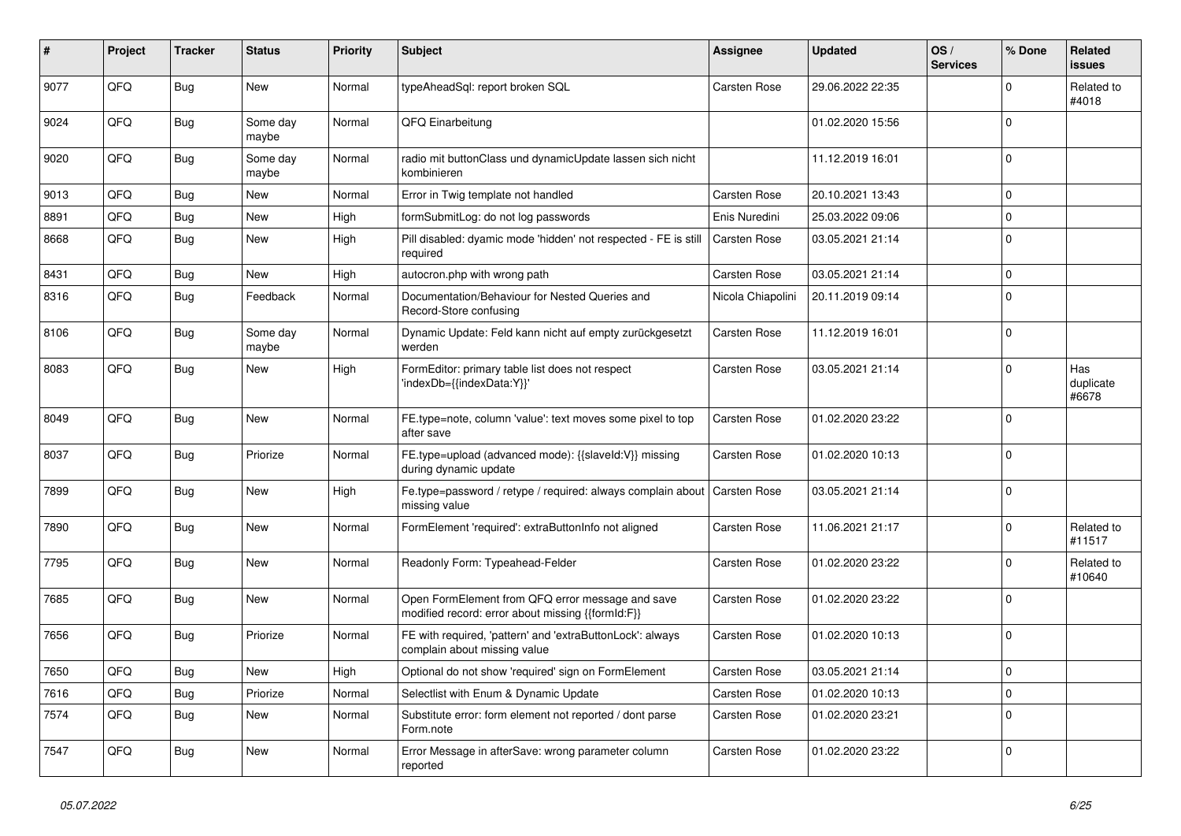| # | Project | Tracker | Status | Priority | Subject | Assignee | Updated | OS / Services | % Done | Related issues |
|---|---|---|---|---|---|---|---|---|---|---|
| 9077 | QFQ | Bug | New | Normal | typeAheadSql: report broken SQL | Carsten Rose | 29.06.2022 22:35 | | 0 | Related to #4018 |
| 9024 | QFQ | Bug | Some day maybe | Normal | QFQ Einarbeitung | | 01.02.2020 15:56 | | 0 | |
| 9020 | QFQ | Bug | Some day maybe | Normal | radio mit buttonClass und dynamicUpdate lassen sich nicht kombinieren | | 11.12.2019 16:01 | | 0 | |
| 9013 | QFQ | Bug | New | Normal | Error in Twig template not handled | Carsten Rose | 20.10.2021 13:43 | | 0 | |
| 8891 | QFQ | Bug | New | High | formSubmitLog: do not log passwords | Enis Nuredini | 25.03.2022 09:06 | | 0 | |
| 8668 | QFQ | Bug | New | High | Pill disabled: dyamic mode 'hidden' not respected - FE is still required | Carsten Rose | 03.05.2021 21:14 | | 0 | |
| 8431 | QFQ | Bug | New | High | autocron.php with wrong path | Carsten Rose | 03.05.2021 21:14 | | 0 | |
| 8316 | QFQ | Bug | Feedback | Normal | Documentation/Behaviour for Nested Queries and Record-Store confusing | Nicola Chiapolini | 20.11.2019 09:14 | | 0 | |
| 8106 | QFQ | Bug | Some day maybe | Normal | Dynamic Update: Feld kann nicht auf empty zurückgesetzt werden | Carsten Rose | 11.12.2019 16:01 | | 0 | |
| 8083 | QFQ | Bug | New | High | FormEditor: primary table list does not respect 'indexDb={{indexData:Y}}' | Carsten Rose | 03.05.2021 21:14 | | 0 | Has duplicate #6678 |
| 8049 | QFQ | Bug | New | Normal | FE.type=note, column 'value': text moves some pixel to top after save | Carsten Rose | 01.02.2020 23:22 | | 0 | |
| 8037 | QFQ | Bug | Priorize | Normal | FE.type=upload (advanced mode): {{slaveId:V}} missing during dynamic update | Carsten Rose | 01.02.2020 10:13 | | 0 | |
| 7899 | QFQ | Bug | New | High | Fe.type=password / retype / required: always complain about missing value | Carsten Rose | 03.05.2021 21:14 | | 0 | |
| 7890 | QFQ | Bug | New | Normal | FormElement 'required': extraButtonInfo not aligned | Carsten Rose | 11.06.2021 21:17 | | 0 | Related to #11517 |
| 7795 | QFQ | Bug | New | Normal | Readonly Form: Typeahead-Felder | Carsten Rose | 01.02.2020 23:22 | | 0 | Related to #10640 |
| 7685 | QFQ | Bug | New | Normal | Open FormElement from QFQ error message and save modified record: error about missing {{formId:F}} | Carsten Rose | 01.02.2020 23:22 | | 0 | |
| 7656 | QFQ | Bug | Priorize | Normal | FE with required, 'pattern' and 'extraButtonLock': always complain about missing value | Carsten Rose | 01.02.2020 10:13 | | 0 | |
| 7650 | QFQ | Bug | New | High | Optional do not show 'required' sign on FormElement | Carsten Rose | 03.05.2021 21:14 | | 0 | |
| 7616 | QFQ | Bug | Priorize | Normal | Selectlist with Enum & Dynamic Update | Carsten Rose | 01.02.2020 10:13 | | 0 | |
| 7574 | QFQ | Bug | New | Normal | Substitute error: form element not reported / dont parse Form.note | Carsten Rose | 01.02.2020 23:21 | | 0 | |
| 7547 | QFQ | Bug | New | Normal | Error Message in afterSave: wrong parameter column reported | Carsten Rose | 01.02.2020 23:22 | | 0 | |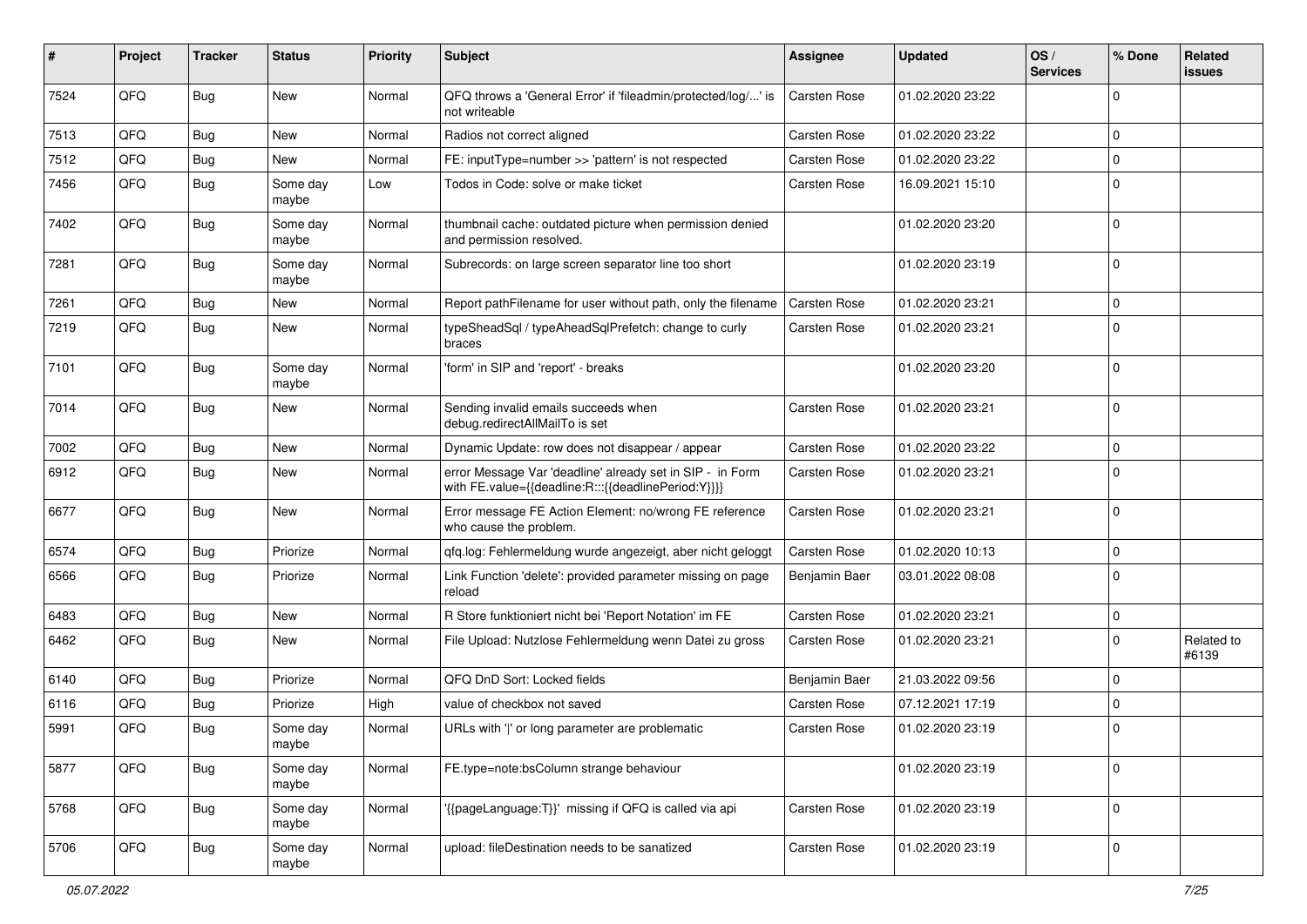| # | Project | Tracker | Status | Priority | Subject | Assignee | Updated | OS / Services | % Done | Related issues |
|---|---|---|---|---|---|---|---|---|---|---|
| 7524 | QFQ | Bug | New | Normal | QFQ throws a 'General Error' if 'fileadmin/protected/log/...' is not writeable | Carsten Rose | 01.02.2020 23:22 | | 0 | |
| 7513 | QFQ | Bug | New | Normal | Radios not correct aligned | Carsten Rose | 01.02.2020 23:22 | | 0 | |
| 7512 | QFQ | Bug | New | Normal | FE: inputType=number >> 'pattern' is not respected | Carsten Rose | 01.02.2020 23:22 | | 0 | |
| 7456 | QFQ | Bug | Some day maybe | Low | Todos in Code: solve or make ticket | Carsten Rose | 16.09.2021 15:10 | | 0 | |
| 7402 | QFQ | Bug | Some day maybe | Normal | thumbnail cache: outdated picture when permission denied and permission resolved. | | 01.02.2020 23:20 | | 0 | |
| 7281 | QFQ | Bug | Some day maybe | Normal | Subrecords: on large screen separator line too short | | 01.02.2020 23:19 | | 0 | |
| 7261 | QFQ | Bug | New | Normal | Report pathFilename for user without path, only the filename | Carsten Rose | 01.02.2020 23:21 | | 0 | |
| 7219 | QFQ | Bug | New | Normal | typeSheadSql / typeAheadSqlPrefetch: change to curly braces | Carsten Rose | 01.02.2020 23:21 | | 0 | |
| 7101 | QFQ | Bug | Some day maybe | Normal | 'form' in SIP and 'report' - breaks | | 01.02.2020 23:20 | | 0 | |
| 7014 | QFQ | Bug | New | Normal | Sending invalid emails succeeds when debug.redirectAllMailTo is set | Carsten Rose | 01.02.2020 23:21 | | 0 | |
| 7002 | QFQ | Bug | New | Normal | Dynamic Update: row does not disappear / appear | Carsten Rose | 01.02.2020 23:22 | | 0 | |
| 6912 | QFQ | Bug | New | Normal | error Message Var 'deadline' already set in SIP - in Form with FE.value={{deadline:R:::{{deadlinePeriod:Y}}}} | Carsten Rose | 01.02.2020 23:21 | | 0 | |
| 6677 | QFQ | Bug | New | Normal | Error message FE Action Element: no/wrong FE reference who cause the problem. | Carsten Rose | 01.02.2020 23:21 | | 0 | |
| 6574 | QFQ | Bug | Priorize | Normal | qfq.log: Fehlermeldung wurde angezeigt, aber nicht geloggt | Carsten Rose | 01.02.2020 10:13 | | 0 | |
| 6566 | QFQ | Bug | Priorize | Normal | Link Function 'delete': provided parameter missing on page reload | Benjamin Baer | 03.01.2022 08:08 | | 0 | |
| 6483 | QFQ | Bug | New | Normal | R Store funktioniert nicht bei 'Report Notation' im FE | Carsten Rose | 01.02.2020 23:21 | | 0 | |
| 6462 | QFQ | Bug | New | Normal | File Upload: Nutzlose Fehlermeldung wenn Datei zu gross | Carsten Rose | 01.02.2020 23:21 | | 0 | Related to #6139 |
| 6140 | QFQ | Bug | Priorize | Normal | QFQ DnD Sort: Locked fields | Benjamin Baer | 21.03.2022 09:56 | | 0 | |
| 6116 | QFQ | Bug | Priorize | High | value of checkbox not saved | Carsten Rose | 07.12.2021 17:19 | | 0 | |
| 5991 | QFQ | Bug | Some day maybe | Normal | URLs with '\|' or long parameter are problematic | Carsten Rose | 01.02.2020 23:19 | | 0 | |
| 5877 | QFQ | Bug | Some day maybe | Normal | FE.type=note:bsColumn strange behaviour | | 01.02.2020 23:19 | | 0 | |
| 5768 | QFQ | Bug | Some day maybe | Normal | '{{pageLanguage:T}}' missing if QFQ is called via api | Carsten Rose | 01.02.2020 23:19 | | 0 | |
| 5706 | QFQ | Bug | Some day maybe | Normal | upload: fileDestination needs to be sanatized | Carsten Rose | 01.02.2020 23:19 | | 0 | |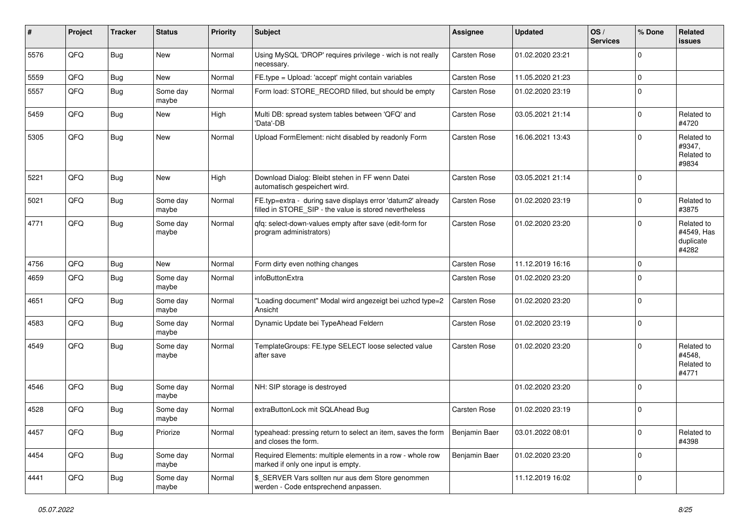| # | Project | Tracker | Status | Priority | Subject | Assignee | Updated | OS / Services | % Done | Related issues |
|---|---|---|---|---|---|---|---|---|---|---|
| 5576 | QFQ | Bug | New | Normal | Using MySQL 'DROP' requires privilege - wich is not really necessary. | Carsten Rose | 01.02.2020 23:21 | | 0 | |
| 5559 | QFQ | Bug | New | Normal | FE.type = Upload: 'accept' might contain variables | Carsten Rose | 11.05.2020 21:23 | | 0 | |
| 5557 | QFQ | Bug | Some day maybe | Normal | Form load: STORE_RECORD filled, but should be empty | Carsten Rose | 01.02.2020 23:19 | | 0 | |
| 5459 | QFQ | Bug | New | High | Multi DB: spread system tables between 'QFQ' and 'Data'-DB | Carsten Rose | 03.05.2021 21:14 | | 0 | Related to #4720 |
| 5305 | QFQ | Bug | New | Normal | Upload FormElement: nicht disabled by readonly Form | Carsten Rose | 16.06.2021 13:43 | | 0 | Related to #9347, Related to #9834 |
| 5221 | QFQ | Bug | New | High | Download Dialog: Bleibt stehen in FF wenn Datei automatisch gespeichert wird. | Carsten Rose | 03.05.2021 21:14 | | 0 | |
| 5021 | QFQ | Bug | Some day maybe | Normal | FE.typ=extra - during save displays error 'datum2' already filled in STORE_SIP - the value is stored nevertheless | Carsten Rose | 01.02.2020 23:19 | | 0 | Related to #3875 |
| 4771 | QFQ | Bug | Some day maybe | Normal | qfq: select-down-values empty after save (edit-form for program administrators) | Carsten Rose | 01.02.2020 23:20 | | 0 | Related to #4549, Has duplicate #4282 |
| 4756 | QFQ | Bug | New | Normal | Form dirty even nothing changes | Carsten Rose | 11.12.2019 16:16 | | 0 | |
| 4659 | QFQ | Bug | Some day maybe | Normal | infoButtonExtra | Carsten Rose | 01.02.2020 23:20 | | 0 | |
| 4651 | QFQ | Bug | Some day maybe | Normal | "Loading document" Modal wird angezeigt bei uzhcd type=2 Ansicht | Carsten Rose | 01.02.2020 23:20 | | 0 | |
| 4583 | QFQ | Bug | Some day maybe | Normal | Dynamic Update bei TypeAhead Feldern | Carsten Rose | 01.02.2020 23:19 | | 0 | |
| 4549 | QFQ | Bug | Some day maybe | Normal | TemplateGroups: FE.type SELECT loose selected value after save | Carsten Rose | 01.02.2020 23:20 | | 0 | Related to #4548, Related to #4771 |
| 4546 | QFQ | Bug | Some day maybe | Normal | NH: SIP storage is destroyed | | 01.02.2020 23:20 | | 0 | |
| 4528 | QFQ | Bug | Some day maybe | Normal | extraButtonLock mit SQLAhead Bug | Carsten Rose | 01.02.2020 23:19 | | 0 | |
| 4457 | QFQ | Bug | Priorize | Normal | typeahead: pressing return to select an item, saves the form and closes the form. | Benjamin Baer | 03.01.2022 08:01 | | 0 | Related to #4398 |
| 4454 | QFQ | Bug | Some day maybe | Normal | Required Elements: multiple elements in a row - whole row marked if only one input is empty. | Benjamin Baer | 01.02.2020 23:20 | | 0 | |
| 4441 | QFQ | Bug | Some day maybe | Normal | $_SERVER Vars sollten nur aus dem Store genommen werden - Code entsprechend anpassen. | | 11.12.2019 16:02 | | 0 | |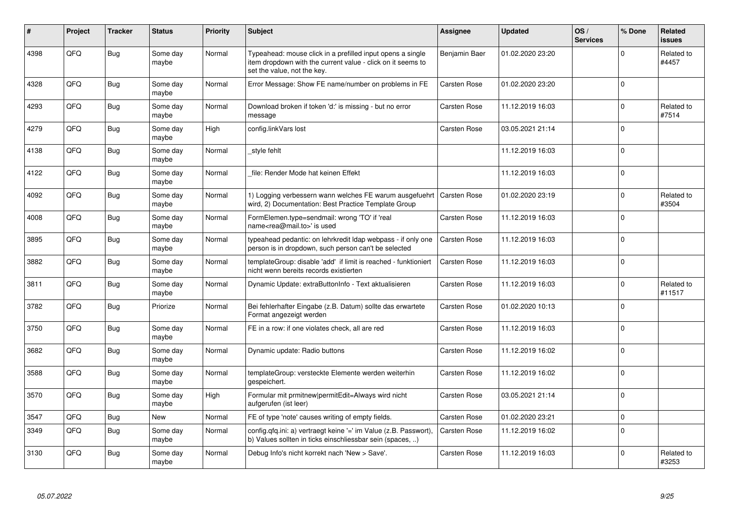| # | Project | Tracker | Status | Priority | Subject | Assignee | Updated | OS / Services | % Done | Related issues |
|---|---|---|---|---|---|---|---|---|---|---|
| 4398 | QFQ | Bug | Some day maybe | Normal | Typeahead: mouse click in a prefilled input opens a single item dropdown with the current value - click on it seems to set the value, not the key. | Benjamin Baer | 01.02.2020 23:20 | | 0 | Related to #4457 |
| 4328 | QFQ | Bug | Some day maybe | Normal | Error Message: Show FE name/number on problems in FE | Carsten Rose | 01.02.2020 23:20 | | 0 | |
| 4293 | QFQ | Bug | Some day maybe | Normal | Download broken if token 'd:' is missing - but no error message | Carsten Rose | 11.12.2019 16:03 | | 0 | Related to #7514 |
| 4279 | QFQ | Bug | Some day maybe | High | config.linkVars lost | Carsten Rose | 03.05.2021 21:14 | | 0 | |
| 4138 | QFQ | Bug | Some day maybe | Normal | _style fehlt | | 11.12.2019 16:03 | | 0 | |
| 4122 | QFQ | Bug | Some day maybe | Normal | _file: Render Mode hat keinen Effekt | | 11.12.2019 16:03 | | 0 | |
| 4092 | QFQ | Bug | Some day maybe | Normal | 1) Logging verbessern wann welches FE warum ausgefuehrt wird, 2) Documentation: Best Practice Template Group | Carsten Rose | 01.02.2020 23:19 | | 0 | Related to #3504 |
| 4008 | QFQ | Bug | Some day maybe | Normal | FormElemen.type=sendmail: wrong 'TO' if 'real name<rea@mail.to>' is used | Carsten Rose | 11.12.2019 16:03 | | 0 | |
| 3895 | QFQ | Bug | Some day maybe | Normal | typeahead pedantic: on lehrkredit ldap webpass - if only one person is in dropdown, such person can't be selected | Carsten Rose | 11.12.2019 16:03 | | 0 | |
| 3882 | QFQ | Bug | Some day maybe | Normal | templateGroup: disable 'add' if limit is reached - funktioniert nicht wenn bereits records existierten | Carsten Rose | 11.12.2019 16:03 | | 0 | |
| 3811 | QFQ | Bug | Some day maybe | Normal | Dynamic Update: extraButtonInfo - Text aktualisieren | Carsten Rose | 11.12.2019 16:03 | | 0 | Related to #11517 |
| 3782 | QFQ | Bug | Priorize | Normal | Bei fehlerhafter Eingabe (z.B. Datum) sollte das erwartete Format angezeigt werden | Carsten Rose | 01.02.2020 10:13 | | 0 | |
| 3750 | QFQ | Bug | Some day maybe | Normal | FE in a row: if one violates check, all are red | Carsten Rose | 11.12.2019 16:03 | | 0 | |
| 3682 | QFQ | Bug | Some day maybe | Normal | Dynamic update: Radio buttons | Carsten Rose | 11.12.2019 16:02 | | 0 | |
| 3588 | QFQ | Bug | Some day maybe | Normal | templateGroup: versteckte Elemente werden weiterhin gespeichert. | Carsten Rose | 11.12.2019 16:02 | | 0 | |
| 3570 | QFQ | Bug | Some day maybe | High | Formular mit prmitnew\|permitEdit=Always wird nicht aufgerufen (ist leer) | Carsten Rose | 03.05.2021 21:14 | | 0 | |
| 3547 | QFQ | Bug | New | Normal | FE of type 'note' causes writing of empty fields. | Carsten Rose | 01.02.2020 23:21 | | 0 | |
| 3349 | QFQ | Bug | Some day maybe | Normal | config.qfq.ini: a) vertraegt keine '=' im Value (z.B. Passwort), b) Values sollten in ticks einschliessbar sein (spaces, ..) | Carsten Rose | 11.12.2019 16:02 | | 0 | |
| 3130 | QFQ | Bug | Some day maybe | Normal | Debug Info's nicht korrekt nach 'New > Save'. | Carsten Rose | 11.12.2019 16:03 | | 0 | Related to #3253 |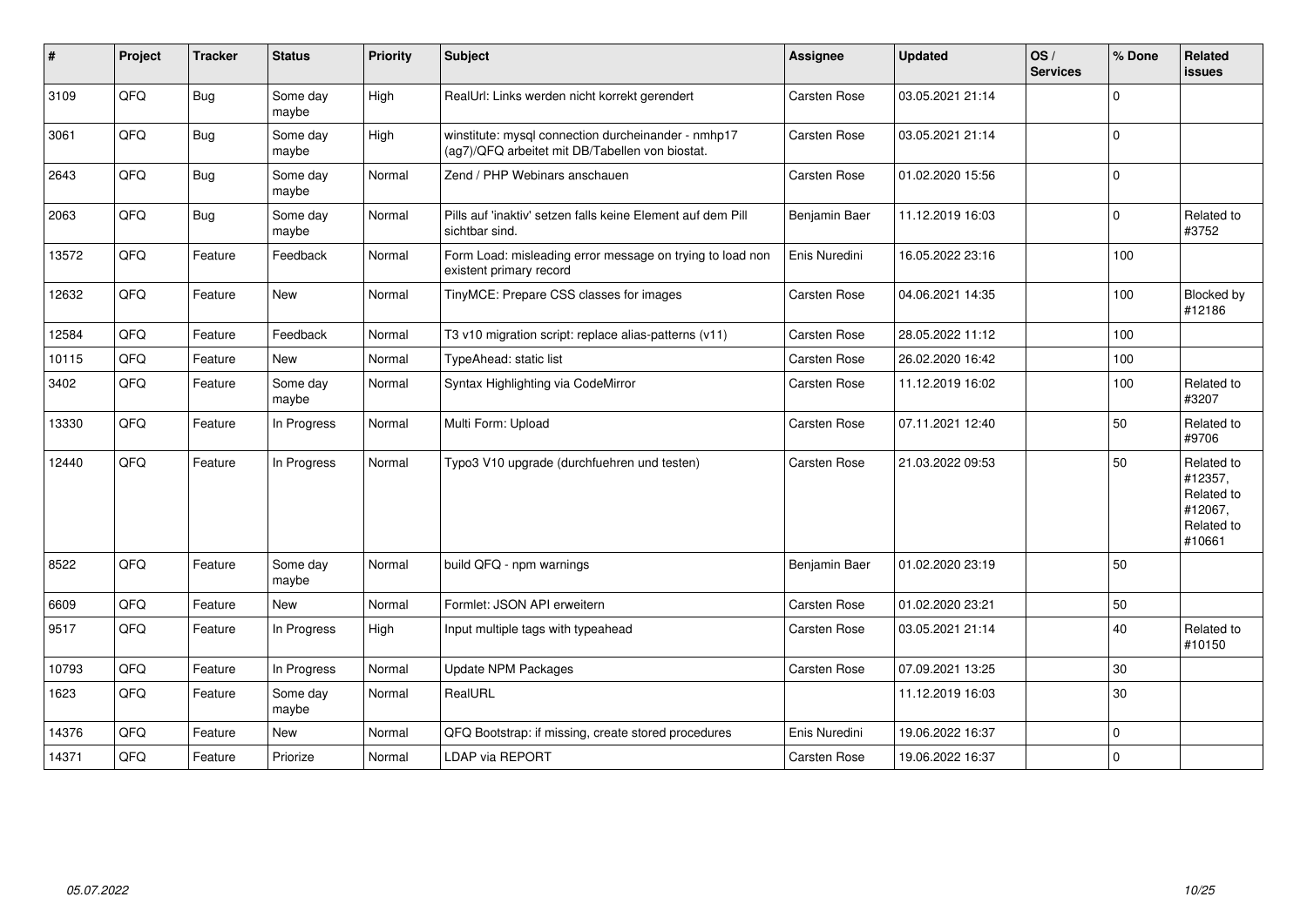| # | Project | Tracker | Status | Priority | Subject | Assignee | Updated | OS / Services | % Done | Related issues |
|---|---|---|---|---|---|---|---|---|---|---|
| 3109 | QFQ | Bug | Some day maybe | High | RealUrl: Links werden nicht korrekt gerendert | Carsten Rose | 03.05.2021 21:14 | | 0 | |
| 3061 | QFQ | Bug | Some day maybe | High | winstitute: mysql connection durcheinander - nmhp17 (ag7)/QFQ arbeitet mit DB/Tabellen von biostat. | Carsten Rose | 03.05.2021 21:14 | | 0 | |
| 2643 | QFQ | Bug | Some day maybe | Normal | Zend / PHP Webinars anschauen | Carsten Rose | 01.02.2020 15:56 | | 0 | |
| 2063 | QFQ | Bug | Some day maybe | Normal | Pills auf 'inaktiv' setzen falls keine Element auf dem Pill sichtbar sind. | Benjamin Baer | 11.12.2019 16:03 | | 0 | Related to #3752 |
| 13572 | QFQ | Feature | Feedback | Normal | Form Load: misleading error message on trying to load non existent primary record | Enis Nuredini | 16.05.2022 23:16 | | 100 | |
| 12632 | QFQ | Feature | New | Normal | TinyMCE: Prepare CSS classes for images | Carsten Rose | 04.06.2021 14:35 | | 100 | Blocked by #12186 |
| 12584 | QFQ | Feature | Feedback | Normal | T3 v10 migration script: replace alias-patterns (v11) | Carsten Rose | 28.05.2022 11:12 | | 100 | |
| 10115 | QFQ | Feature | New | Normal | TypeAhead: static list | Carsten Rose | 26.02.2020 16:42 | | 100 | |
| 3402 | QFQ | Feature | Some day maybe | Normal | Syntax Highlighting via CodeMirror | Carsten Rose | 11.12.2019 16:02 | | 100 | Related to #3207 |
| 13330 | QFQ | Feature | In Progress | Normal | Multi Form: Upload | Carsten Rose | 07.11.2021 12:40 | | 50 | Related to #9706 |
| 12440 | QFQ | Feature | In Progress | Normal | Typo3 V10 upgrade (durchfuehren und testen) | Carsten Rose | 21.03.2022 09:53 | | 50 | Related to #12357, Related to #12067, Related to #10661 |
| 8522 | QFQ | Feature | Some day maybe | Normal | build QFQ - npm warnings | Benjamin Baer | 01.02.2020 23:19 | | 50 | |
| 6609 | QFQ | Feature | New | Normal | Formlet: JSON API erweitern | Carsten Rose | 01.02.2020 23:21 | | 50 | |
| 9517 | QFQ | Feature | In Progress | High | Input multiple tags with typeahead | Carsten Rose | 03.05.2021 21:14 | | 40 | Related to #10150 |
| 10793 | QFQ | Feature | In Progress | Normal | Update NPM Packages | Carsten Rose | 07.09.2021 13:25 | | 30 | |
| 1623 | QFQ | Feature | Some day maybe | Normal | RealURL | | 11.12.2019 16:03 | | 30 | |
| 14376 | QFQ | Feature | New | Normal | QFQ Bootstrap: if missing, create stored procedures | Enis Nuredini | 19.06.2022 16:37 | | 0 | |
| 14371 | QFQ | Feature | Priorize | Normal | LDAP via REPORT | Carsten Rose | 19.06.2022 16:37 | | 0 | |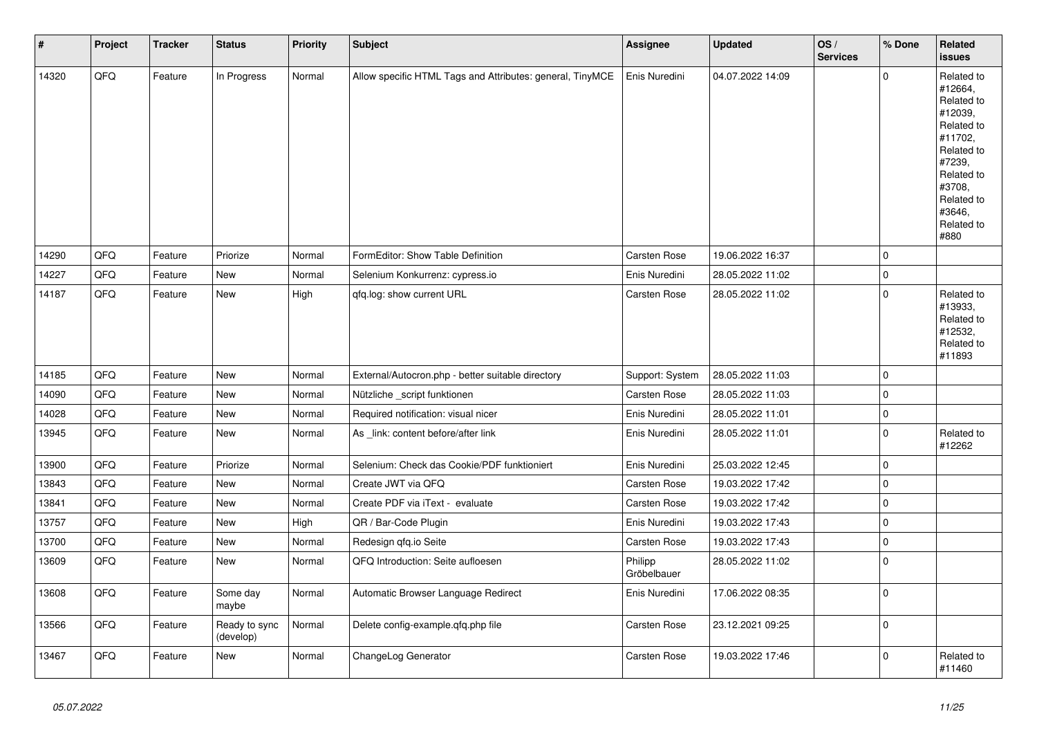| # | Project | Tracker | Status | Priority | Subject | Assignee | Updated | OS / Services | % Done | Related issues |
|---|---|---|---|---|---|---|---|---|---|---|
| 14320 | QFQ | Feature | In Progress | Normal | Allow specific HTML Tags and Attributes: general, TinyMCE | Enis Nuredini | 04.07.2022 14:09 | | 0 | Related to #12664, Related to #12039, Related to #11702, Related to #7239, Related to #3708, Related to #3646, Related to #880 |
| 14290 | QFQ | Feature | Priorize | Normal | FormEditor: Show Table Definition | Carsten Rose | 19.06.2022 16:37 | | 0 | |
| 14227 | QFQ | Feature | New | Normal | Selenium Konkurrenz: cypress.io | Enis Nuredini | 28.05.2022 11:02 | | 0 | |
| 14187 | QFQ | Feature | New | High | qfq.log: show current URL | Carsten Rose | 28.05.2022 11:02 | | 0 | Related to #13933, Related to #12532, Related to #11893 |
| 14185 | QFQ | Feature | New | Normal | External/Autocron.php - better suitable directory | Support: System | 28.05.2022 11:03 | | 0 | |
| 14090 | QFQ | Feature | New | Normal | Nützliche _script funktionen | Carsten Rose | 28.05.2022 11:03 | | 0 | |
| 14028 | QFQ | Feature | New | Normal | Required notification: visual nicer | Enis Nuredini | 28.05.2022 11:01 | | 0 | |
| 13945 | QFQ | Feature | New | Normal | As _link: content before/after link | Enis Nuredini | 28.05.2022 11:01 | | 0 | Related to #12262 |
| 13900 | QFQ | Feature | Priorize | Normal | Selenium: Check das Cookie/PDF funktioniert | Enis Nuredini | 25.03.2022 12:45 | | 0 | |
| 13843 | QFQ | Feature | New | Normal | Create JWT via QFQ | Carsten Rose | 19.03.2022 17:42 | | 0 | |
| 13841 | QFQ | Feature | New | Normal | Create PDF via iText - evaluate | Carsten Rose | 19.03.2022 17:42 | | 0 | |
| 13757 | QFQ | Feature | New | High | QR / Bar-Code Plugin | Enis Nuredini | 19.03.2022 17:43 | | 0 | |
| 13700 | QFQ | Feature | New | Normal | Redesign qfq.io Seite | Carsten Rose | 19.03.2022 17:43 | | 0 | |
| 13609 | QFQ | Feature | New | Normal | QFQ Introduction: Seite aufloesen | Philipp Gröbelbauer | 28.05.2022 11:02 | | 0 | |
| 13608 | QFQ | Feature | Some day maybe | Normal | Automatic Browser Language Redirect | Enis Nuredini | 17.06.2022 08:35 | | 0 | |
| 13566 | QFQ | Feature | Ready to sync (develop) | Normal | Delete config-example.qfq.php file | Carsten Rose | 23.12.2021 09:25 | | 0 | |
| 13467 | QFQ | Feature | New | Normal | ChangeLog Generator | Carsten Rose | 19.03.2022 17:46 | | 0 | Related to #11460 |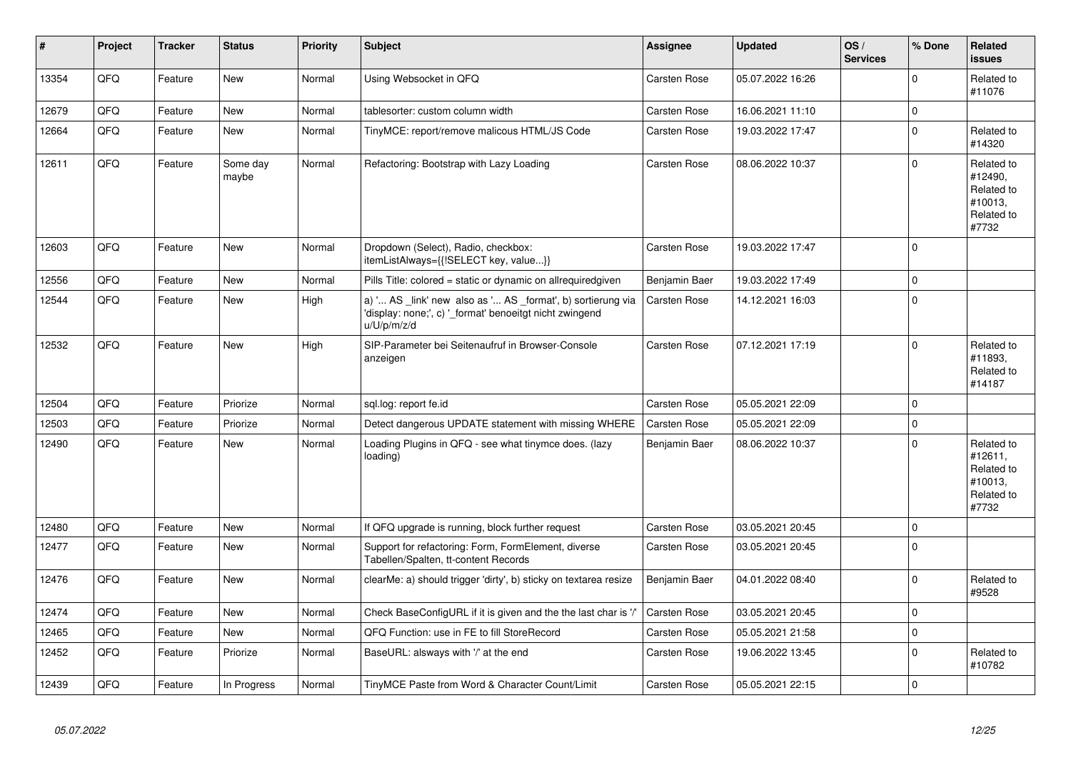| # | Project | Tracker | Status | Priority | Subject | Assignee | Updated | OS / Services | % Done | Related issues |
|---|---|---|---|---|---|---|---|---|---|---|
| 13354 | QFQ | Feature | New | Normal | Using Websocket in QFQ | Carsten Rose | 05.07.2022 16:26 | | 0 | Related to #11076 |
| 12679 | QFQ | Feature | New | Normal | tablesorter: custom column width | Carsten Rose | 16.06.2021 11:10 | | 0 | |
| 12664 | QFQ | Feature | New | Normal | TinyMCE: report/remove malicous HTML/JS Code | Carsten Rose | 19.03.2022 17:47 | | 0 | Related to #14320 |
| 12611 | QFQ | Feature | Some day maybe | Normal | Refactoring: Bootstrap with Lazy Loading | Carsten Rose | 08.06.2022 10:37 | | 0 | Related to #12490, Related to #10013, Related to #7732 |
| 12603 | QFQ | Feature | New | Normal | Dropdown (Select), Radio, checkbox: itemListAlways={{!SELECT key, value...}} | Carsten Rose | 19.03.2022 17:47 | | 0 | |
| 12556 | QFQ | Feature | New | Normal | Pills Title: colored = static or dynamic on allrequiredgiven | Benjamin Baer | 19.03.2022 17:49 | | 0 | |
| 12544 | QFQ | Feature | New | High | a) '... AS _link' new also as '... AS _format', b) sortierung via 'display: none;', c) '_format' benoeitgt nicht zwingend u/U/p/m/z/d | Carsten Rose | 14.12.2021 16:03 | | 0 | |
| 12532 | QFQ | Feature | New | High | SIP-Parameter bei Seitenaufruf in Browser-Console anzeigen | Carsten Rose | 07.12.2021 17:19 | | 0 | Related to #11893, Related to #14187 |
| 12504 | QFQ | Feature | Priorize | Normal | sql.log: report fe.id | Carsten Rose | 05.05.2021 22:09 | | 0 | |
| 12503 | QFQ | Feature | Priorize | Normal | Detect dangerous UPDATE statement with missing WHERE | Carsten Rose | 05.05.2021 22:09 | | 0 | |
| 12490 | QFQ | Feature | New | Normal | Loading Plugins in QFQ - see what tinymce does. (lazy loading) | Benjamin Baer | 08.06.2022 10:37 | | 0 | Related to #12611, Related to #10013, Related to #7732 |
| 12480 | QFQ | Feature | New | Normal | If QFQ upgrade is running, block further request | Carsten Rose | 03.05.2021 20:45 | | 0 | |
| 12477 | QFQ | Feature | New | Normal | Support for refactoring: Form, FormElement, diverse Tabellen/Spalten, tt-content Records | Carsten Rose | 03.05.2021 20:45 | | 0 | |
| 12476 | QFQ | Feature | New | Normal | clearMe: a) should trigger 'dirty', b) sticky on textarea resize | Benjamin Baer | 04.01.2022 08:40 | | 0 | Related to #9528 |
| 12474 | QFQ | Feature | New | Normal | Check BaseConfigURL if it is given and the the last char is '/' | Carsten Rose | 03.05.2021 20:45 | | 0 | |
| 12465 | QFQ | Feature | New | Normal | QFQ Function: use in FE to fill StoreRecord | Carsten Rose | 05.05.2021 21:58 | | 0 | |
| 12452 | QFQ | Feature | Priorize | Normal | BaseURL: alsways with '/' at the end | Carsten Rose | 19.06.2022 13:45 | | 0 | Related to #10782 |
| 12439 | QFQ | Feature | In Progress | Normal | TinyMCE Paste from Word & Character Count/Limit | Carsten Rose | 05.05.2021 22:15 | | 0 | |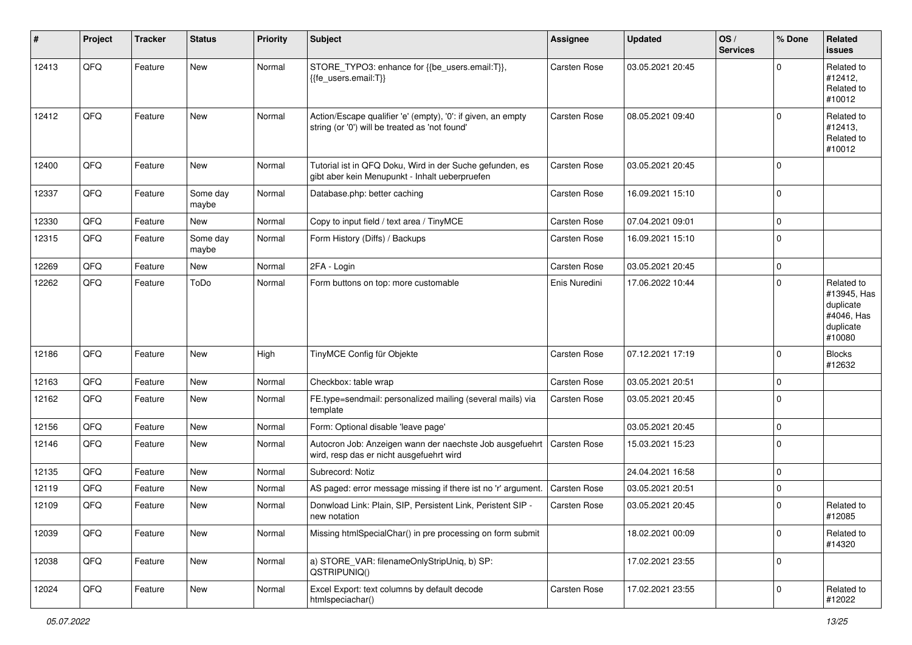| # | Project | Tracker | Status | Priority | Subject | Assignee | Updated | OS / Services | % Done | Related issues |
|---|---|---|---|---|---|---|---|---|---|---|
| 12413 | QFQ | Feature | New | Normal | STORE_TYPO3: enhance for {{be_users.email:T}}, {{fe_users.email:T}} | Carsten Rose | 03.05.2021 20:45 | | 0 | Related to #12412, Related to #10012 |
| 12412 | QFQ | Feature | New | Normal | Action/Escape qualifier 'e' (empty), '0': if given, an empty string (or '0') will be treated as 'not found' | Carsten Rose | 08.05.2021 09:40 | | 0 | Related to #12413, Related to #10012 |
| 12400 | QFQ | Feature | New | Normal | Tutorial ist in QFQ Doku, Wird in der Suche gefunden, es gibt aber kein Menupunkt - Inhalt ueberpruefen | Carsten Rose | 03.05.2021 20:45 | | 0 | |
| 12337 | QFQ | Feature | Some day maybe | Normal | Database.php: better caching | Carsten Rose | 16.09.2021 15:10 | | 0 | |
| 12330 | QFQ | Feature | New | Normal | Copy to input field / text area / TinyMCE | Carsten Rose | 07.04.2021 09:01 | | 0 | |
| 12315 | QFQ | Feature | Some day maybe | Normal | Form History (Diffs) / Backups | Carsten Rose | 16.09.2021 15:10 | | 0 | |
| 12269 | QFQ | Feature | New | Normal | 2FA - Login | Carsten Rose | 03.05.2021 20:45 | | 0 | |
| 12262 | QFQ | Feature | ToDo | Normal | Form buttons on top: more customable | Enis Nuredini | 17.06.2022 10:44 | | 0 | Related to #13945, Has duplicate #4046, Has duplicate #10080 |
| 12186 | QFQ | Feature | New | High | TinyMCE Config für Objekte | Carsten Rose | 07.12.2021 17:19 | | 0 | Blocks #12632 |
| 12163 | QFQ | Feature | New | Normal | Checkbox: table wrap | Carsten Rose | 03.05.2021 20:51 | | 0 | |
| 12162 | QFQ | Feature | New | Normal | FE.type=sendmail: personalized mailing (several mails) via template | Carsten Rose | 03.05.2021 20:45 | | 0 | |
| 12156 | QFQ | Feature | New | Normal | Form: Optional disable 'leave page' | | 03.05.2021 20:45 | | 0 | |
| 12146 | QFQ | Feature | New | Normal | Autocron Job: Anzeigen wann der naechste Job ausgefuehrt wird, resp das er nicht ausgefuehrt wird | Carsten Rose | 15.03.2021 15:23 | | 0 | |
| 12135 | QFQ | Feature | New | Normal | Subrecord: Notiz | | 24.04.2021 16:58 | | 0 | |
| 12119 | QFQ | Feature | New | Normal | AS paged: error message missing if there ist no 'r' argument. | Carsten Rose | 03.05.2021 20:51 | | 0 | |
| 12109 | QFQ | Feature | New | Normal | Donwload Link: Plain, SIP, Persistent Link, Peristent SIP - new notation | Carsten Rose | 03.05.2021 20:45 | | 0 | Related to #12085 |
| 12039 | QFQ | Feature | New | Normal | Missing htmlSpecialChar() in pre processing on form submit | | 18.02.2021 00:09 | | 0 | Related to #14320 |
| 12038 | QFQ | Feature | New | Normal | a) STORE_VAR: filenameOnlyStripUniq, b) SP: QSTRIPUNIQ() | | 17.02.2021 23:55 | | 0 | |
| 12024 | QFQ | Feature | New | Normal | Excel Export: text columns by default decode htmlspeciachar() | Carsten Rose | 17.02.2021 23:55 | | 0 | Related to #12022 |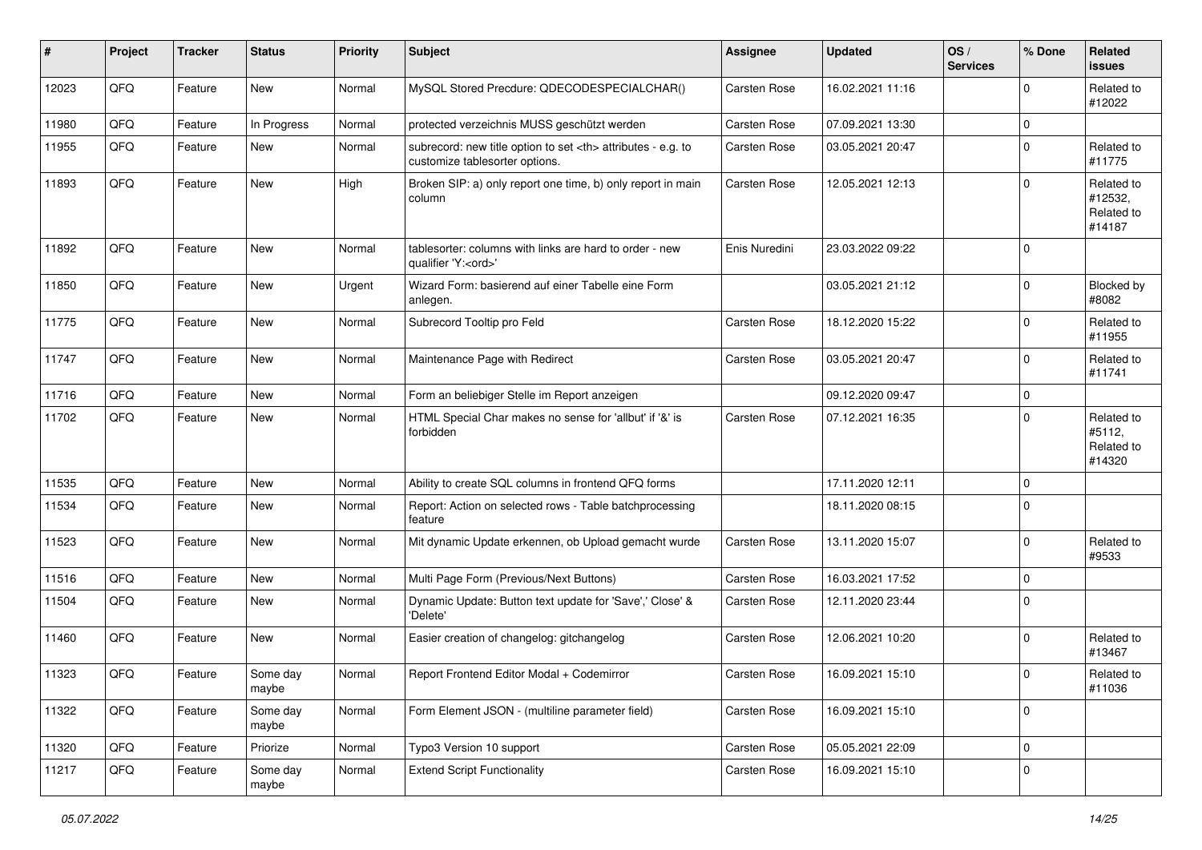| # | Project | Tracker | Status | Priority | Subject | Assignee | Updated | OS / Services | % Done | Related issues |
|---|---|---|---|---|---|---|---|---|---|---|
| 12023 | QFQ | Feature | New | Normal | MySQL Stored Precdure: QDECODESPECIALCHAR() | Carsten Rose | 16.02.2021 11:16 | | 0 | Related to #12022 |
| 11980 | QFQ | Feature | In Progress | Normal | protected verzeichnis MUSS geschützt werden | Carsten Rose | 07.09.2021 13:30 | | 0 | |
| 11955 | QFQ | Feature | New | Normal | subrecord: new title option to set <th> attributes - e.g. to customize tablesorter options. | Carsten Rose | 03.05.2021 20:47 | | 0 | Related to #11775 |
| 11893 | QFQ | Feature | New | High | Broken SIP: a) only report one time, b) only report in main column | Carsten Rose | 12.05.2021 12:13 | | 0 | Related to #12532, Related to #14187 |
| 11892 | QFQ | Feature | New | Normal | tablesorter: columns with links are hard to order - new qualifier 'Y:<ord>' | Enis Nuredini | 23.03.2022 09:22 | | 0 | |
| 11850 | QFQ | Feature | New | Urgent | Wizard Form: basierend auf einer Tabelle eine Form anlegen. | | 03.05.2021 21:12 | | 0 | Blocked by #8082 |
| 11775 | QFQ | Feature | New | Normal | Subrecord Tooltip pro Feld | Carsten Rose | 18.12.2020 15:22 | | 0 | Related to #11955 |
| 11747 | QFQ | Feature | New | Normal | Maintenance Page with Redirect | Carsten Rose | 03.05.2021 20:47 | | 0 | Related to #11741 |
| 11716 | QFQ | Feature | New | Normal | Form an beliebiger Stelle im Report anzeigen | | 09.12.2020 09:47 | | 0 | |
| 11702 | QFQ | Feature | New | Normal | HTML Special Char makes no sense for 'allbut' if '&' is forbidden | Carsten Rose | 07.12.2021 16:35 | | 0 | Related to #5112, Related to #14320 |
| 11535 | QFQ | Feature | New | Normal | Ability to create SQL columns in frontend QFQ forms | | 17.11.2020 12:11 | | 0 | |
| 11534 | QFQ | Feature | New | Normal | Report: Action on selected rows - Table batchprocessing feature | | 18.11.2020 08:15 | | 0 | |
| 11523 | QFQ | Feature | New | Normal | Mit dynamic Update erkennen, ob Upload gemacht wurde | Carsten Rose | 13.11.2020 15:07 | | 0 | Related to #9533 |
| 11516 | QFQ | Feature | New | Normal | Multi Page Form (Previous/Next Buttons) | Carsten Rose | 16.03.2021 17:52 | | 0 | |
| 11504 | QFQ | Feature | New | Normal | Dynamic Update: Button text update for 'Save',' Close' & 'Delete' | Carsten Rose | 12.11.2020 23:44 | | 0 | |
| 11460 | QFQ | Feature | New | Normal | Easier creation of changelog: gitchangelog | Carsten Rose | 12.06.2021 10:20 | | 0 | Related to #13467 |
| 11323 | QFQ | Feature | Some day maybe | Normal | Report Frontend Editor Modal + Codemirror | Carsten Rose | 16.09.2021 15:10 | | 0 | Related to #11036 |
| 11322 | QFQ | Feature | Some day maybe | Normal | Form Element JSON - (multiline parameter field) | Carsten Rose | 16.09.2021 15:10 | | 0 | |
| 11320 | QFQ | Feature | Priorize | Normal | Typo3 Version 10 support | Carsten Rose | 05.05.2021 22:09 | | 0 | |
| 11217 | QFQ | Feature | Some day maybe | Normal | Extend Script Functionality | Carsten Rose | 16.09.2021 15:10 | | 0 | |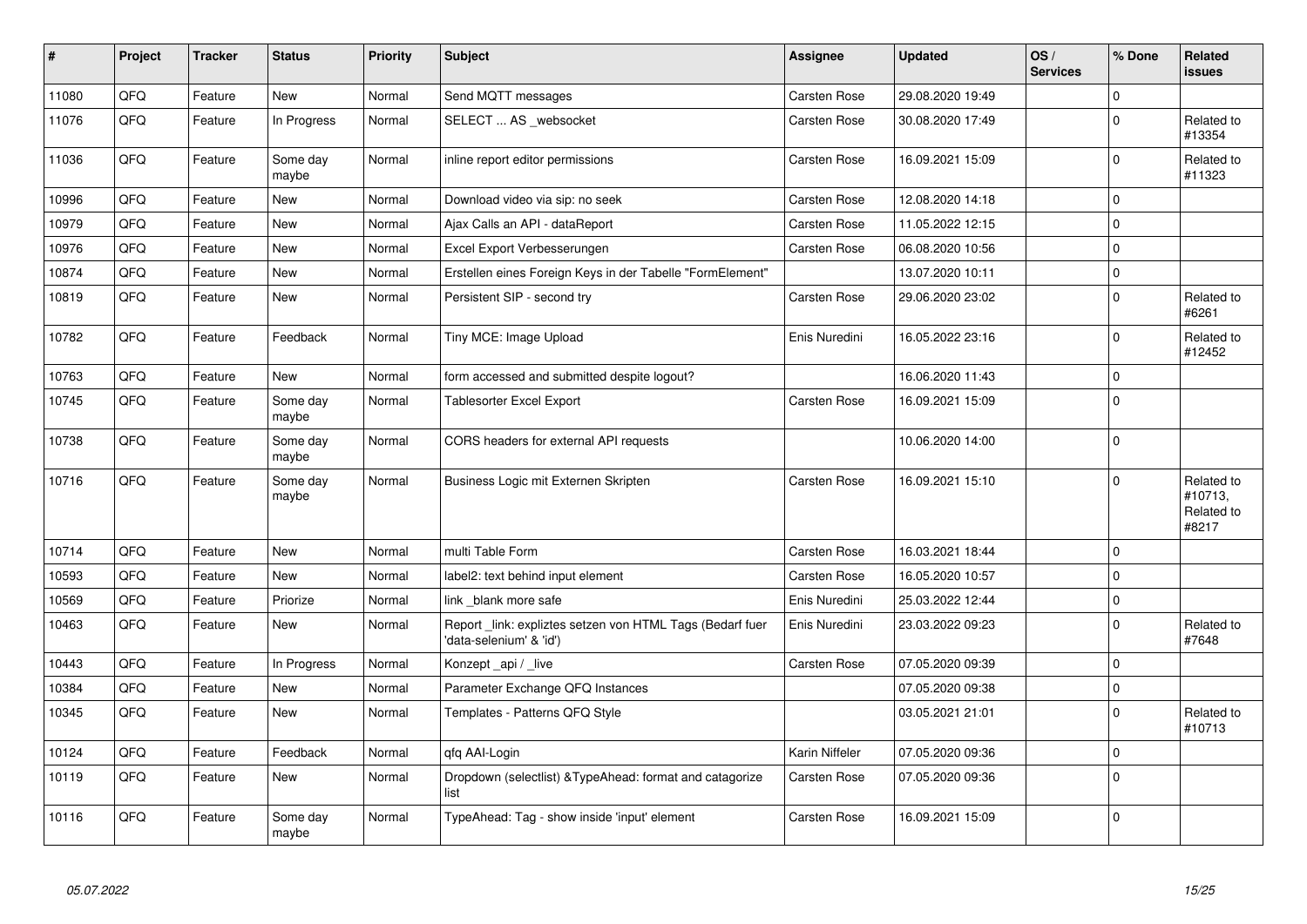| # | Project | Tracker | Status | Priority | Subject | Assignee | Updated | OS / Services | % Done | Related issues |
|---|---|---|---|---|---|---|---|---|---|---|
| 11080 | QFQ | Feature | New | Normal | Send MQTT messages | Carsten Rose | 29.08.2020 19:49 | | 0 | |
| 11076 | QFQ | Feature | In Progress | Normal | SELECT ... AS _websocket | Carsten Rose | 30.08.2020 17:49 | | 0 | Related to #13354 |
| 11036 | QFQ | Feature | Some day maybe | Normal | inline report editor permissions | Carsten Rose | 16.09.2021 15:09 | | 0 | Related to #11323 |
| 10996 | QFQ | Feature | New | Normal | Download video via sip: no seek | Carsten Rose | 12.08.2020 14:18 | | 0 | |
| 10979 | QFQ | Feature | New | Normal | Ajax Calls an API - dataReport | Carsten Rose | 11.05.2022 12:15 | | 0 | |
| 10976 | QFQ | Feature | New | Normal | Excel Export Verbesserungen | Carsten Rose | 06.08.2020 10:56 | | 0 | |
| 10874 | QFQ | Feature | New | Normal | Erstellen eines Foreign Keys in der Tabelle "FormElement" | | 13.07.2020 10:11 | | 0 | |
| 10819 | QFQ | Feature | New | Normal | Persistent SIP - second try | Carsten Rose | 29.06.2020 23:02 | | 0 | Related to #6261 |
| 10782 | QFQ | Feature | Feedback | Normal | Tiny MCE: Image Upload | Enis Nuredini | 16.05.2022 23:16 | | 0 | Related to #12452 |
| 10763 | QFQ | Feature | New | Normal | form accessed and submitted despite logout? | | 16.06.2020 11:43 | | 0 | |
| 10745 | QFQ | Feature | Some day maybe | Normal | Tablesorter Excel Export | Carsten Rose | 16.09.2021 15:09 | | 0 | |
| 10738 | QFQ | Feature | Some day maybe | Normal | CORS headers for external API requests | | 10.06.2020 14:00 | | 0 | |
| 10716 | QFQ | Feature | Some day maybe | Normal | Business Logic mit Externen Skripten | Carsten Rose | 16.09.2021 15:10 | | 0 | Related to #10713, Related to #8217 |
| 10714 | QFQ | Feature | New | Normal | multi Table Form | Carsten Rose | 16.03.2021 18:44 | | 0 | |
| 10593 | QFQ | Feature | New | Normal | label2: text behind input element | Carsten Rose | 16.05.2020 10:57 | | 0 | |
| 10569 | QFQ | Feature | Priorize | Normal | link _blank more safe | Enis Nuredini | 25.03.2022 12:44 | | 0 | |
| 10463 | QFQ | Feature | New | Normal | Report _link: expliztes setzen von HTML Tags (Bedarf fuer 'data-selenium' & 'id') | Enis Nuredini | 23.03.2022 09:23 | | 0 | Related to #7648 |
| 10443 | QFQ | Feature | In Progress | Normal | Konzept _api / _live | Carsten Rose | 07.05.2020 09:39 | | 0 | |
| 10384 | QFQ | Feature | New | Normal | Parameter Exchange QFQ Instances | | 07.05.2020 09:38 | | 0 | |
| 10345 | QFQ | Feature | New | Normal | Templates - Patterns QFQ Style | | 03.05.2021 21:01 | | 0 | Related to #10713 |
| 10124 | QFQ | Feature | Feedback | Normal | qfq AAI-Login | Karin Niffeler | 07.05.2020 09:36 | | 0 | |
| 10119 | QFQ | Feature | New | Normal | Dropdown (selectlist) &TypeAhead: format and catagorize list | Carsten Rose | 07.05.2020 09:36 | | 0 | |
| 10116 | QFQ | Feature | Some day maybe | Normal | TypeAhead: Tag - show inside 'input' element | Carsten Rose | 16.09.2021 15:09 | | 0 | |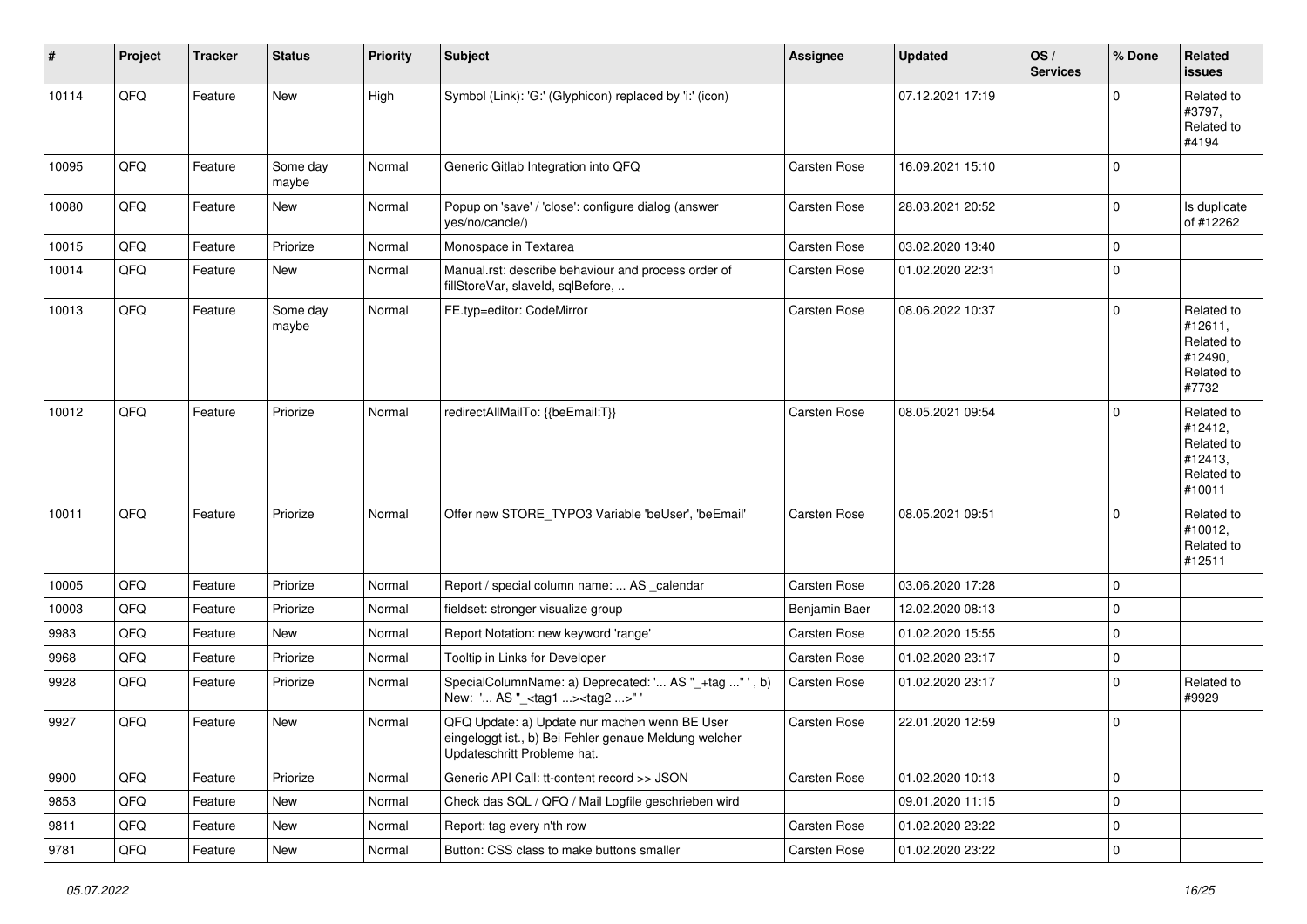| # | Project | Tracker | Status | Priority | Subject | Assignee | Updated | OS / Services | % Done | Related issues |
|---|---|---|---|---|---|---|---|---|---|---|
| 10114 | QFQ | Feature | New | High | Symbol (Link): 'G:' (Glyphicon) replaced by 'i:' (icon) | | 07.12.2021 17:19 | | 0 | Related to #3797, Related to #4194 |
| 10095 | QFQ | Feature | Some day maybe | Normal | Generic Gitlab Integration into QFQ | Carsten Rose | 16.09.2021 15:10 | | 0 | |
| 10080 | QFQ | Feature | New | Normal | Popup on 'save' / 'close': configure dialog (answer yes/no/cancle/) | Carsten Rose | 28.03.2021 20:52 | | 0 | Is duplicate of #12262 |
| 10015 | QFQ | Feature | Priorize | Normal | Monospace in Textarea | Carsten Rose | 03.02.2020 13:40 | | 0 | |
| 10014 | QFQ | Feature | New | Normal | Manual.rst: describe behaviour and process order of fillStoreVar, slaveId, sqlBefore, .. | Carsten Rose | 01.02.2020 22:31 | | 0 | |
| 10013 | QFQ | Feature | Some day maybe | Normal | FE.typ=editor: CodeMirror | Carsten Rose | 08.06.2022 10:37 | | 0 | Related to #12611, Related to #12490, Related to #7732 |
| 10012 | QFQ | Feature | Priorize | Normal | redirectAllMailTo: {{beEmail:T}} | Carsten Rose | 08.05.2021 09:54 | | 0 | Related to #12412, Related to #12413, Related to #10011 |
| 10011 | QFQ | Feature | Priorize | Normal | Offer new STORE_TYPO3 Variable 'beUser', 'beEmail' | Carsten Rose | 08.05.2021 09:51 | | 0 | Related to #10012, Related to #12511 |
| 10005 | QFQ | Feature | Priorize | Normal | Report / special column name: ... AS _calendar | Carsten Rose | 03.06.2020 17:28 | | 0 | |
| 10003 | QFQ | Feature | Priorize | Normal | fieldset: stronger visualize group | Benjamin Baer | 12.02.2020 08:13 | | 0 | |
| 9983 | QFQ | Feature | New | Normal | Report Notation: new keyword 'range' | Carsten Rose | 01.02.2020 15:55 | | 0 | |
| 9968 | QFQ | Feature | Priorize | Normal | Tooltip in Links for Developer | Carsten Rose | 01.02.2020 23:17 | | 0 | |
| 9928 | QFQ | Feature | Priorize | Normal | SpecialColumnName: a) Deprecated: '... AS "_+tag ..." ', b) New: '... AS "_<tag1 ...><tag2 ...>" ' | Carsten Rose | 01.02.2020 23:17 | | 0 | Related to #9929 |
| 9927 | QFQ | Feature | New | Normal | QFQ Update: a) Update nur machen wenn BE User eingeloggt ist., b) Bei Fehler genaue Meldung welcher Updateschritt Probleme hat. | Carsten Rose | 22.01.2020 12:59 | | 0 | |
| 9900 | QFQ | Feature | Priorize | Normal | Generic API Call: tt-content record >> JSON | Carsten Rose | 01.02.2020 10:13 | | 0 | |
| 9853 | QFQ | Feature | New | Normal | Check das SQL / QFQ / Mail Logfile geschrieben wird | | 09.01.2020 11:15 | | 0 | |
| 9811 | QFQ | Feature | New | Normal | Report: tag every n'th row | Carsten Rose | 01.02.2020 23:22 | | 0 | |
| 9781 | QFQ | Feature | New | Normal | Button: CSS class to make buttons smaller | Carsten Rose | 01.02.2020 23:22 | | 0 | |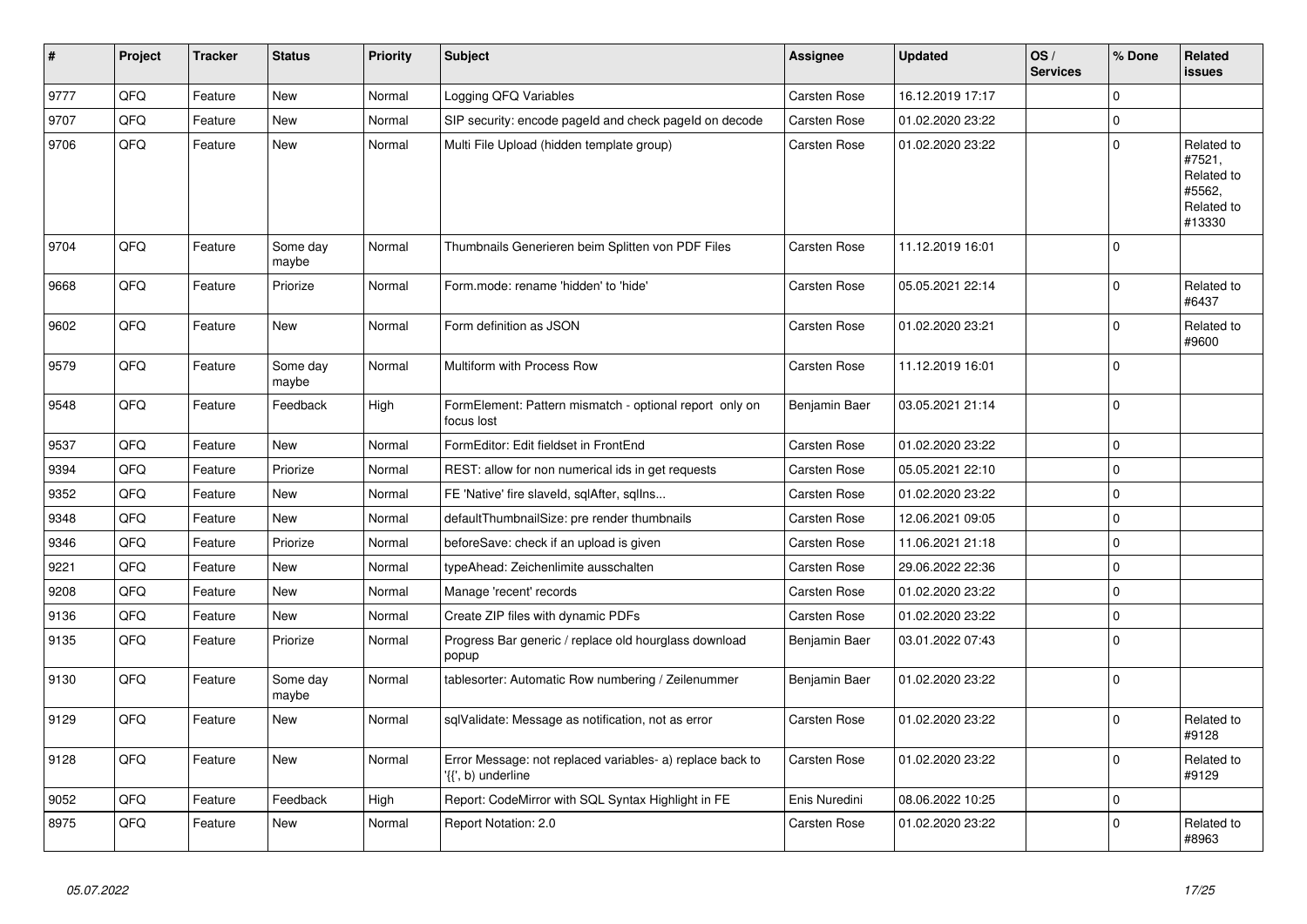| # | Project | Tracker | Status | Priority | Subject | Assignee | Updated | OS / Services | % Done | Related issues |
|---|---|---|---|---|---|---|---|---|---|---|
| 9777 | QFQ | Feature | New | Normal | Logging QFQ Variables | Carsten Rose | 16.12.2019 17:17 | | 0 | |
| 9707 | QFQ | Feature | New | Normal | SIP security: encode pageId and check pageId on decode | Carsten Rose | 01.02.2020 23:22 | | 0 | |
| 9706 | QFQ | Feature | New | Normal | Multi File Upload (hidden template group) | Carsten Rose | 01.02.2020 23:22 | | 0 | Related to #7521, Related to #5562, Related to #13330 |
| 9704 | QFQ | Feature | Some day maybe | Normal | Thumbnails Generieren beim Splitten von PDF Files | Carsten Rose | 11.12.2019 16:01 | | 0 | |
| 9668 | QFQ | Feature | Priorize | Normal | Form.mode: rename 'hidden' to 'hide' | Carsten Rose | 05.05.2021 22:14 | | 0 | Related to #6437 |
| 9602 | QFQ | Feature | New | Normal | Form definition as JSON | Carsten Rose | 01.02.2020 23:21 | | 0 | Related to #9600 |
| 9579 | QFQ | Feature | Some day maybe | Normal | Multiform with Process Row | Carsten Rose | 11.12.2019 16:01 | | 0 | |
| 9548 | QFQ | Feature | Feedback | High | FormElement: Pattern mismatch - optional report only on focus lost | Benjamin Baer | 03.05.2021 21:14 | | 0 | |
| 9537 | QFQ | Feature | New | Normal | FormEditor: Edit fieldset in FrontEnd | Carsten Rose | 01.02.2020 23:22 | | 0 | |
| 9394 | QFQ | Feature | Priorize | Normal | REST: allow for non numerical ids in get requests | Carsten Rose | 05.05.2021 22:10 | | 0 | |
| 9352 | QFQ | Feature | New | Normal | FE 'Native' fire slaveId, sqlAfter, sqlIns... | Carsten Rose | 01.02.2020 23:22 | | 0 | |
| 9348 | QFQ | Feature | New | Normal | defaultThumbnailSize: pre render thumbnails | Carsten Rose | 12.06.2021 09:05 | | 0 | |
| 9346 | QFQ | Feature | Priorize | Normal | beforeSave: check if an upload is given | Carsten Rose | 11.06.2021 21:18 | | 0 | |
| 9221 | QFQ | Feature | New | Normal | typeAhead: Zeichenlimite ausschalten | Carsten Rose | 29.06.2022 22:36 | | 0 | |
| 9208 | QFQ | Feature | New | Normal | Manage 'recent' records | Carsten Rose | 01.02.2020 23:22 | | 0 | |
| 9136 | QFQ | Feature | New | Normal | Create ZIP files with dynamic PDFs | Carsten Rose | 01.02.2020 23:22 | | 0 | |
| 9135 | QFQ | Feature | Priorize | Normal | Progress Bar generic / replace old hourglass download popup | Benjamin Baer | 03.01.2022 07:43 | | 0 | |
| 9130 | QFQ | Feature | Some day maybe | Normal | tablesorter: Automatic Row numbering / Zeilenummer | Benjamin Baer | 01.02.2020 23:22 | | 0 | |
| 9129 | QFQ | Feature | New | Normal | sqlValidate: Message as notification, not as error | Carsten Rose | 01.02.2020 23:22 | | 0 | Related to #9128 |
| 9128 | QFQ | Feature | New | Normal | Error Message: not replaced variables- a) replace back to '{{', b) underline | Carsten Rose | 01.02.2020 23:22 | | 0 | Related to #9129 |
| 9052 | QFQ | Feature | Feedback | High | Report: CodeMirror with SQL Syntax Highlight in FE | Enis Nuredini | 08.06.2022 10:25 | | 0 | |
| 8975 | QFQ | Feature | New | Normal | Report Notation: 2.0 | Carsten Rose | 01.02.2020 23:22 | | 0 | Related to #8963 |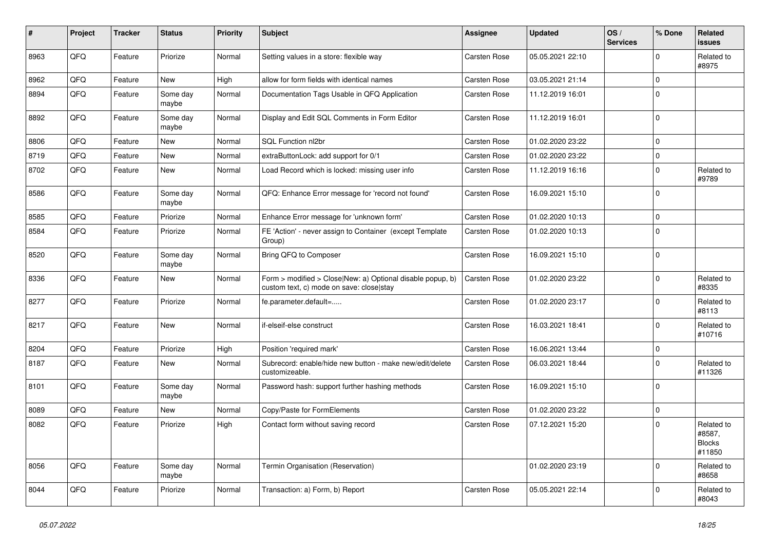| # | Project | Tracker | Status | Priority | Subject | Assignee | Updated | OS / Services | % Done | Related issues |
|---|---|---|---|---|---|---|---|---|---|---|
| 8963 | QFQ | Feature | Priorize | Normal | Setting values in a store: flexible way | Carsten Rose | 05.05.2021 22:10 | | 0 | Related to #8975 |
| 8962 | QFQ | Feature | New | High | allow for form fields with identical names | Carsten Rose | 03.05.2021 21:14 | | 0 | |
| 8894 | QFQ | Feature | Some day maybe | Normal | Documentation Tags Usable in QFQ Application | Carsten Rose | 11.12.2019 16:01 | | 0 | |
| 8892 | QFQ | Feature | Some day maybe | Normal | Display and Edit SQL Comments in Form Editor | Carsten Rose | 11.12.2019 16:01 | | 0 | |
| 8806 | QFQ | Feature | New | Normal | SQL Function nl2br | Carsten Rose | 01.02.2020 23:22 | | 0 | |
| 8719 | QFQ | Feature | New | Normal | extraButtonLock: add support for 0/1 | Carsten Rose | 01.02.2020 23:22 | | 0 | |
| 8702 | QFQ | Feature | New | Normal | Load Record which is locked: missing user info | Carsten Rose | 11.12.2019 16:16 | | 0 | Related to #9789 |
| 8586 | QFQ | Feature | Some day maybe | Normal | QFQ: Enhance Error message for 'record not found' | Carsten Rose | 16.09.2021 15:10 | | 0 | |
| 8585 | QFQ | Feature | Priorize | Normal | Enhance Error message for 'unknown form' | Carsten Rose | 01.02.2020 10:13 | | 0 | |
| 8584 | QFQ | Feature | Priorize | Normal | FE 'Action' - never assign to Container (except Template Group) | Carsten Rose | 01.02.2020 10:13 | | 0 | |
| 8520 | QFQ | Feature | Some day maybe | Normal | Bring QFQ to Composer | Carsten Rose | 16.09.2021 15:10 | | 0 | |
| 8336 | QFQ | Feature | New | Normal | Form > modified > Close\|New: a) Optional disable popup, b) custom text, c) mode on save: close\|stay | Carsten Rose | 01.02.2020 23:22 | | 0 | Related to #8335 |
| 8277 | QFQ | Feature | Priorize | Normal | fe.parameter.default=..... | Carsten Rose | 01.02.2020 23:17 | | 0 | Related to #8113 |
| 8217 | QFQ | Feature | New | Normal | if-elseif-else construct | Carsten Rose | 16.03.2021 18:41 | | 0 | Related to #10716 |
| 8204 | QFQ | Feature | Priorize | High | Position 'required mark' | Carsten Rose | 16.06.2021 13:44 | | 0 | |
| 8187 | QFQ | Feature | New | Normal | Subrecord: enable/hide new button - make new/edit/delete customizeable. | Carsten Rose | 06.03.2021 18:44 | | 0 | Related to #11326 |
| 8101 | QFQ | Feature | Some day maybe | Normal | Password hash: support further hashing methods | Carsten Rose | 16.09.2021 15:10 | | 0 | |
| 8089 | QFQ | Feature | New | Normal | Copy/Paste for FormElements | Carsten Rose | 01.02.2020 23:22 | | 0 | |
| 8082 | QFQ | Feature | Priorize | High | Contact form without saving record | Carsten Rose | 07.12.2021 15:20 | | 0 | Related to #8587, Blocks #11850 |
| 8056 | QFQ | Feature | Some day maybe | Normal | Termin Organisation (Reservation) | | 01.02.2020 23:19 | | 0 | Related to #8658 |
| 8044 | QFQ | Feature | Priorize | Normal | Transaction: a) Form, b) Report | Carsten Rose | 05.05.2021 22:14 | | 0 | Related to #8043 |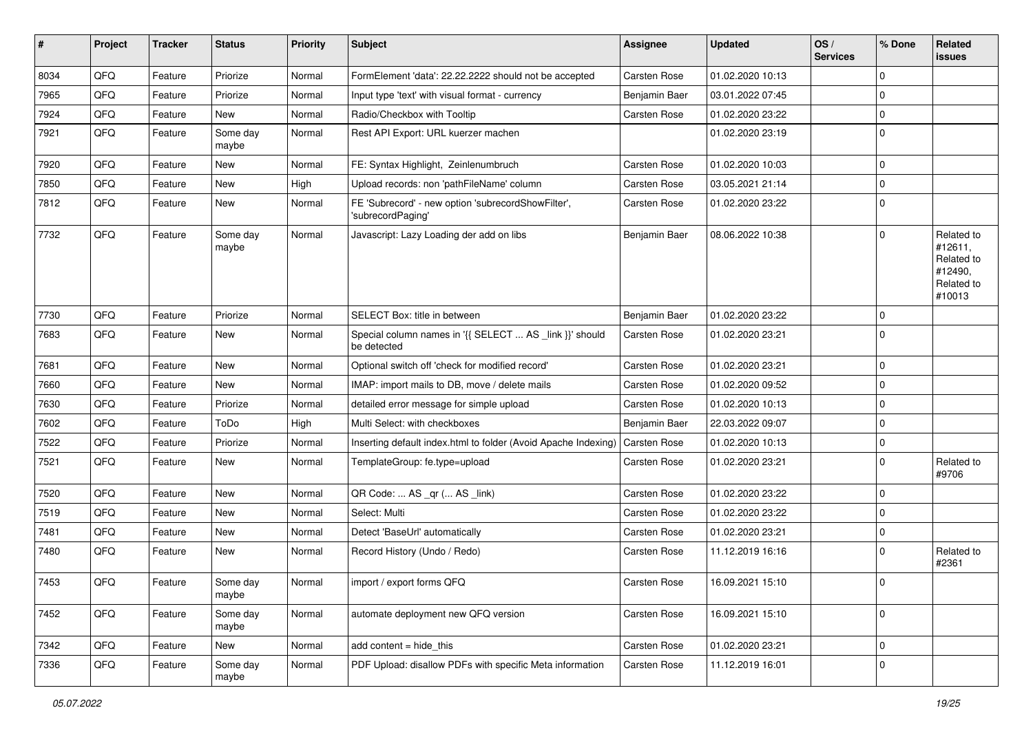| # | Project | Tracker | Status | Priority | Subject | Assignee | Updated | OS / Services | % Done | Related issues |
|---|---|---|---|---|---|---|---|---|---|---|
| 8034 | QFQ | Feature | Priorize | Normal | FormElement 'data': 22.22.2222 should not be accepted | Carsten Rose | 01.02.2020 10:13 | | 0 | |
| 7965 | QFQ | Feature | Priorize | Normal | Input type 'text' with visual format - currency | Benjamin Baer | 03.01.2022 07:45 | | 0 | |
| 7924 | QFQ | Feature | New | Normal | Radio/Checkbox with Tooltip | Carsten Rose | 01.02.2020 23:22 | | 0 | |
| 7921 | QFQ | Feature | Some day maybe | Normal | Rest API Export: URL kuerzer machen | | 01.02.2020 23:19 | | 0 | |
| 7920 | QFQ | Feature | New | Normal | FE: Syntax Highlight, Zeinlenumbruch | Carsten Rose | 01.02.2020 10:03 | | 0 | |
| 7850 | QFQ | Feature | New | High | Upload records: non 'pathFileName' column | Carsten Rose | 03.05.2021 21:14 | | 0 | |
| 7812 | QFQ | Feature | New | Normal | FE 'Subrecord' - new option 'subrecordShowFilter', 'subrecordPaging' | Carsten Rose | 01.02.2020 23:22 | | 0 | |
| 7732 | QFQ | Feature | Some day maybe | Normal | Javascript: Lazy Loading der add on libs | Benjamin Baer | 08.06.2022 10:38 | | 0 | Related to #12611, Related to #12490, Related to #10013 |
| 7730 | QFQ | Feature | Priorize | Normal | SELECT Box: title in between | Benjamin Baer | 01.02.2020 23:22 | | 0 | |
| 7683 | QFQ | Feature | New | Normal | Special column names in '{{ SELECT ... AS _link }}' should be detected | Carsten Rose | 01.02.2020 23:21 | | 0 | |
| 7681 | QFQ | Feature | New | Normal | Optional switch off 'check for modified record' | Carsten Rose | 01.02.2020 23:21 | | 0 | |
| 7660 | QFQ | Feature | New | Normal | IMAP: import mails to DB, move / delete mails | Carsten Rose | 01.02.2020 09:52 | | 0 | |
| 7630 | QFQ | Feature | Priorize | Normal | detailed error message for simple upload | Carsten Rose | 01.02.2020 10:13 | | 0 | |
| 7602 | QFQ | Feature | ToDo | High | Multi Select: with checkboxes | Benjamin Baer | 22.03.2022 09:07 | | 0 | |
| 7522 | QFQ | Feature | Priorize | Normal | Inserting default index.html to folder (Avoid Apache Indexing) | Carsten Rose | 01.02.2020 10:13 | | 0 | |
| 7521 | QFQ | Feature | New | Normal | TemplateGroup: fe.type=upload | Carsten Rose | 01.02.2020 23:21 | | 0 | Related to #9706 |
| 7520 | QFQ | Feature | New | Normal | QR Code: ... AS _qr ( ... AS _link) | Carsten Rose | 01.02.2020 23:22 | | 0 | |
| 7519 | QFQ | Feature | New | Normal | Select: Multi | Carsten Rose | 01.02.2020 23:22 | | 0 | |
| 7481 | QFQ | Feature | New | Normal | Detect 'BaseUrl' automatically | Carsten Rose | 01.02.2020 23:21 | | 0 | |
| 7480 | QFQ | Feature | New | Normal | Record History (Undo / Redo) | Carsten Rose | 11.12.2019 16:16 | | 0 | Related to #2361 |
| 7453 | QFQ | Feature | Some day maybe | Normal | import / export forms QFQ | Carsten Rose | 16.09.2021 15:10 | | 0 | |
| 7452 | QFQ | Feature | Some day maybe | Normal | automate deployment new QFQ version | Carsten Rose | 16.09.2021 15:10 | | 0 | |
| 7342 | QFQ | Feature | New | Normal | add content = hide_this | Carsten Rose | 01.02.2020 23:21 | | 0 | |
| 7336 | QFQ | Feature | Some day maybe | Normal | PDF Upload: disallow PDFs with specific Meta information | Carsten Rose | 11.12.2019 16:01 | | 0 | |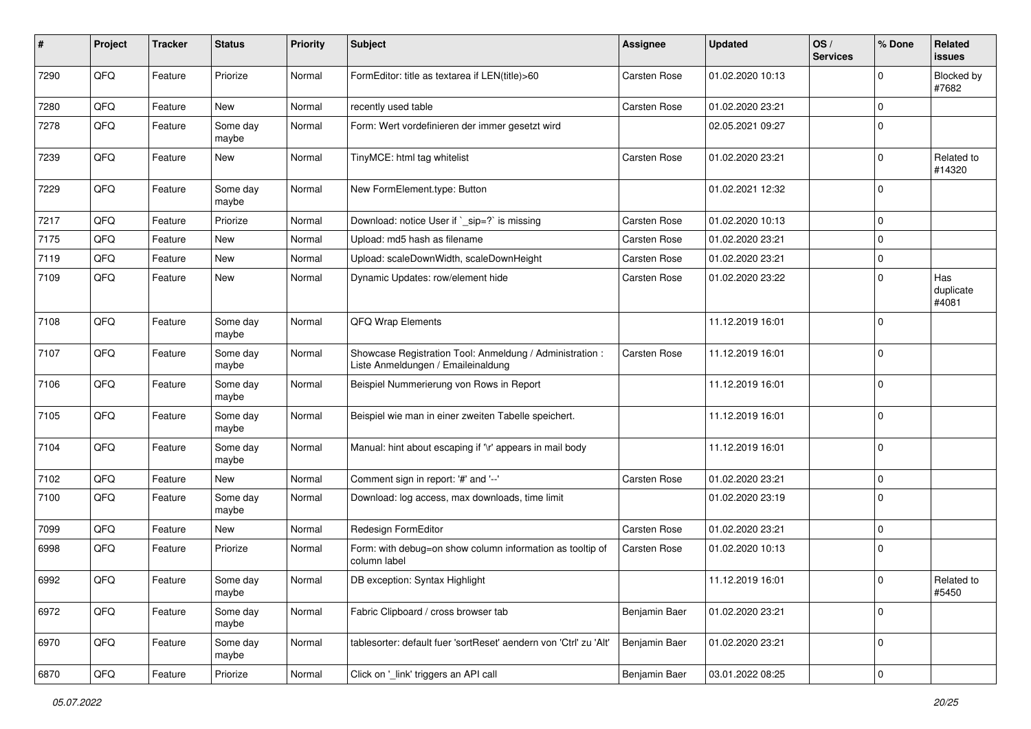| # | Project | Tracker | Status | Priority | Subject | Assignee | Updated | OS / Services | % Done | Related issues |
|---|---|---|---|---|---|---|---|---|---|---|
| 7290 | QFQ | Feature | Priorize | Normal | FormEditor: title as textarea if LEN(title)>60 | Carsten Rose | 01.02.2020 10:13 | | 0 | Blocked by #7682 |
| 7280 | QFQ | Feature | New | Normal | recently used table | Carsten Rose | 01.02.2020 23:21 | | 0 | |
| 7278 | QFQ | Feature | Some day maybe | Normal | Form: Wert vordefinieren der immer gesetzt wird | | 02.05.2021 09:27 | | 0 | |
| 7239 | QFQ | Feature | New | Normal | TinyMCE: html tag whitelist | Carsten Rose | 01.02.2020 23:21 | | 0 | Related to #14320 |
| 7229 | QFQ | Feature | Some day maybe | Normal | New FormElement.type: Button | | 01.02.2021 12:32 | | 0 | |
| 7217 | QFQ | Feature | Priorize | Normal | Download: notice User if `_sip=?` is missing | Carsten Rose | 01.02.2020 10:13 | | 0 | |
| 7175 | QFQ | Feature | New | Normal | Upload: md5 hash as filename | Carsten Rose | 01.02.2020 23:21 | | 0 | |
| 7119 | QFQ | Feature | New | Normal | Upload: scaleDownWidth, scaleDownHeight | Carsten Rose | 01.02.2020 23:21 | | 0 | |
| 7109 | QFQ | Feature | New | Normal | Dynamic Updates: row/element hide | Carsten Rose | 01.02.2020 23:22 | | 0 | Has duplicate #4081 |
| 7108 | QFQ | Feature | Some day maybe | Normal | QFQ Wrap Elements | | 11.12.2019 16:01 | | 0 | |
| 7107 | QFQ | Feature | Some day maybe | Normal | Showcase Registration Tool: Anmeldung / Administration : Liste Anmeldungen / Emaileinaldung | Carsten Rose | 11.12.2019 16:01 | | 0 | |
| 7106 | QFQ | Feature | Some day maybe | Normal | Beispiel Nummerierung von Rows in Report | | 11.12.2019 16:01 | | 0 | |
| 7105 | QFQ | Feature | Some day maybe | Normal | Beispiel wie man in einer zweiten Tabelle speichert. | | 11.12.2019 16:01 | | 0 | |
| 7104 | QFQ | Feature | Some day maybe | Normal | Manual: hint about escaping if '\r' appears in mail body | | 11.12.2019 16:01 | | 0 | |
| 7102 | QFQ | Feature | New | Normal | Comment sign in report: '#' and '--' | Carsten Rose | 01.02.2020 23:21 | | 0 | |
| 7100 | QFQ | Feature | Some day maybe | Normal | Download: log access, max downloads, time limit | | 01.02.2020 23:19 | | 0 | |
| 7099 | QFQ | Feature | New | Normal | Redesign FormEditor | Carsten Rose | 01.02.2020 23:21 | | 0 | |
| 6998 | QFQ | Feature | Priorize | Normal | Form: with debug=on show column information as tooltip of column label | Carsten Rose | 01.02.2020 10:13 | | 0 | |
| 6992 | QFQ | Feature | Some day maybe | Normal | DB exception: Syntax Highlight | | 11.12.2019 16:01 | | 0 | Related to #5450 |
| 6972 | QFQ | Feature | Some day maybe | Normal | Fabric Clipboard / cross browser tab | Benjamin Baer | 01.02.2020 23:21 | | 0 | |
| 6970 | QFQ | Feature | Some day maybe | Normal | tablesorter: default fuer 'sortReset' aendern von 'Ctrl' zu 'Alt' | Benjamin Baer | 01.02.2020 23:21 | | 0 | |
| 6870 | QFQ | Feature | Priorize | Normal | Click on '_link' triggers an API call | Benjamin Baer | 03.01.2022 08:25 | | 0 | |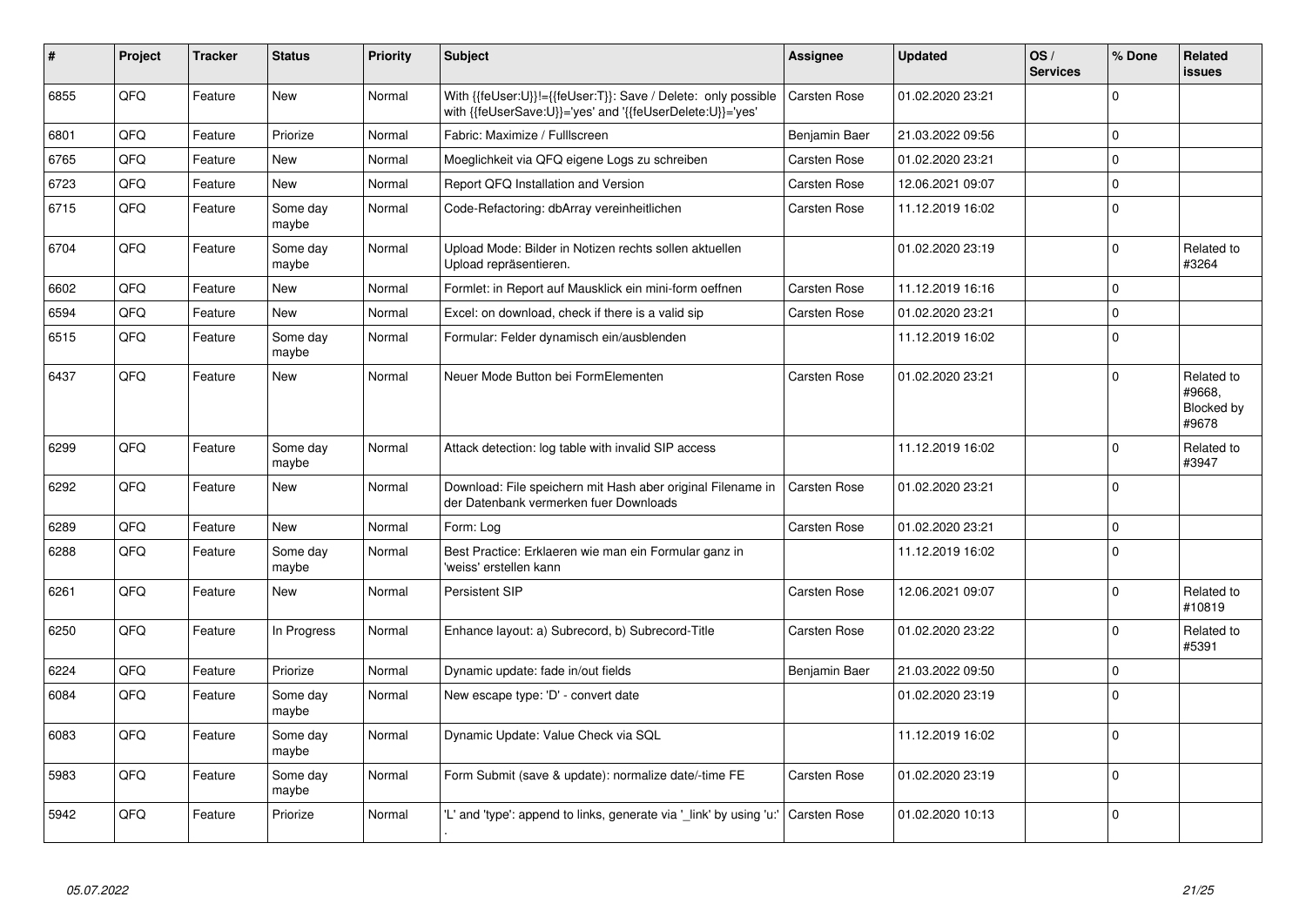| # | Project | Tracker | Status | Priority | Subject | Assignee | Updated | OS / Services | % Done | Related issues |
|---|---|---|---|---|---|---|---|---|---|---|
| 6855 | QFQ | Feature | New | Normal | With {{feUser:U}}!={{feUser:T}}: Save / Delete: only possible with {{feUserSave:U}}='yes' and '{{feUserDelete:U}}='yes' | Carsten Rose | 01.02.2020 23:21 | | 0 | |
| 6801 | QFQ | Feature | Priorize | Normal | Fabric: Maximize / Fulllscreen | Benjamin Baer | 21.03.2022 09:56 | | 0 | |
| 6765 | QFQ | Feature | New | Normal | Moeglichkeit via QFQ eigene Logs zu schreiben | Carsten Rose | 01.02.2020 23:21 | | 0 | |
| 6723 | QFQ | Feature | New | Normal | Report QFQ Installation and Version | Carsten Rose | 12.06.2021 09:07 | | 0 | |
| 6715 | QFQ | Feature | Some day maybe | Normal | Code-Refactoring: dbArray vereinheitlichen | Carsten Rose | 11.12.2019 16:02 | | 0 | |
| 6704 | QFQ | Feature | Some day maybe | Normal | Upload Mode: Bilder in Notizen rechts sollen aktuellen Upload repräsentieren. | | 01.02.2020 23:19 | | 0 | Related to #3264 |
| 6602 | QFQ | Feature | New | Normal | Formlet: in Report auf Mausklick ein mini-form oeffnen | Carsten Rose | 11.12.2019 16:16 | | 0 | |
| 6594 | QFQ | Feature | New | Normal | Excel: on download, check if there is a valid sip | Carsten Rose | 01.02.2020 23:21 | | 0 | |
| 6515 | QFQ | Feature | Some day maybe | Normal | Formular: Felder dynamisch ein/ausblenden | | 11.12.2019 16:02 | | 0 | |
| 6437 | QFQ | Feature | New | Normal | Neuer Mode Button bei FormElementen | Carsten Rose | 01.02.2020 23:21 | | 0 | Related to #9668, Blocked by #9678 |
| 6299 | QFQ | Feature | Some day maybe | Normal | Attack detection: log table with invalid SIP access | | 11.12.2019 16:02 | | 0 | Related to #3947 |
| 6292 | QFQ | Feature | New | Normal | Download: File speichern mit Hash aber original Filename in der Datenbank vermerken fuer Downloads | Carsten Rose | 01.02.2020 23:21 | | 0 | |
| 6289 | QFQ | Feature | New | Normal | Form: Log | Carsten Rose | 01.02.2020 23:21 | | 0 | |
| 6288 | QFQ | Feature | Some day maybe | Normal | Best Practice: Erklaeren wie man ein Formular ganz in 'weiss' erstellen kann | | 11.12.2019 16:02 | | 0 | |
| 6261 | QFQ | Feature | New | Normal | Persistent SIP | Carsten Rose | 12.06.2021 09:07 | | 0 | Related to #10819 |
| 6250 | QFQ | Feature | In Progress | Normal | Enhance layout: a) Subrecord, b) Subrecord-Title | Carsten Rose | 01.02.2020 23:22 | | 0 | Related to #5391 |
| 6224 | QFQ | Feature | Priorize | Normal | Dynamic update: fade in/out fields | Benjamin Baer | 21.03.2022 09:50 | | 0 | |
| 6084 | QFQ | Feature | Some day maybe | Normal | New escape type: 'D' - convert date | | 01.02.2020 23:19 | | 0 | |
| 6083 | QFQ | Feature | Some day maybe | Normal | Dynamic Update: Value Check via SQL | | 11.12.2019 16:02 | | 0 | |
| 5983 | QFQ | Feature | Some day maybe | Normal | Form Submit (save & update): normalize date/-time FE | Carsten Rose | 01.02.2020 23:19 | | 0 | |
| 5942 | QFQ | Feature | Priorize | Normal | 'L' and 'type': append to links, generate via '_link' by using 'u:' . | Carsten Rose | 01.02.2020 10:13 | | 0 | |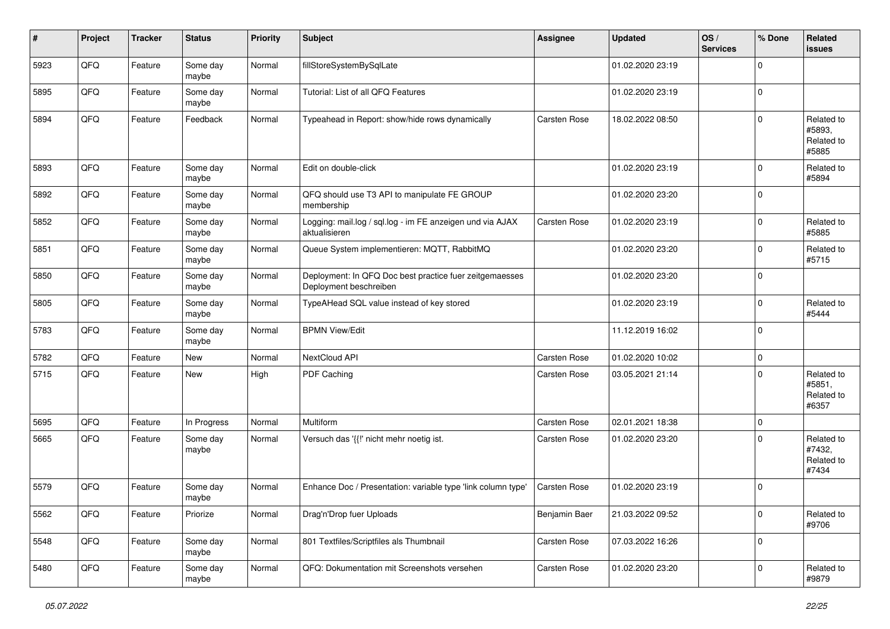| # | Project | Tracker | Status | Priority | Subject | Assignee | Updated | OS / Services | % Done | Related issues |
|---|---|---|---|---|---|---|---|---|---|---|
| 5923 | QFQ | Feature | Some day maybe | Normal | fillStoreSystemBySqlLate | | 01.02.2020 23:19 | | 0 | |
| 5895 | QFQ | Feature | Some day maybe | Normal | Tutorial: List of all QFQ Features | | 01.02.2020 23:19 | | 0 | |
| 5894 | QFQ | Feature | Feedback | Normal | Typeahead in Report: show/hide rows dynamically | Carsten Rose | 18.02.2022 08:50 | | 0 | Related to #5893, Related to #5885 |
| 5893 | QFQ | Feature | Some day maybe | Normal | Edit on double-click | | 01.02.2020 23:19 | | 0 | Related to #5894 |
| 5892 | QFQ | Feature | Some day maybe | Normal | QFQ should use T3 API to manipulate FE GROUP membership | | 01.02.2020 23:20 | | 0 | |
| 5852 | QFQ | Feature | Some day maybe | Normal | Logging: mail.log / sql.log - im FE anzeigen und via AJAX aktualisieren | Carsten Rose | 01.02.2020 23:19 | | 0 | Related to #5885 |
| 5851 | QFQ | Feature | Some day maybe | Normal | Queue System implementieren: MQTT, RabbitMQ | | 01.02.2020 23:20 | | 0 | Related to #5715 |
| 5850 | QFQ | Feature | Some day maybe | Normal | Deployment: In QFQ Doc best practice fuer zeitgemaesses Deployment beschreiben | | 01.02.2020 23:20 | | 0 | |
| 5805 | QFQ | Feature | Some day maybe | Normal | TypeAHead SQL value instead of key stored | | 01.02.2020 23:19 | | 0 | Related to #5444 |
| 5783 | QFQ | Feature | Some day maybe | Normal | BPMN View/Edit | | 11.12.2019 16:02 | | 0 | |
| 5782 | QFQ | Feature | New | Normal | NextCloud API | Carsten Rose | 01.02.2020 10:02 | | 0 | |
| 5715 | QFQ | Feature | New | High | PDF Caching | Carsten Rose | 03.05.2021 21:14 | | 0 | Related to #5851, Related to #6357 |
| 5695 | QFQ | Feature | In Progress | Normal | Multiform | Carsten Rose | 02.01.2021 18:38 | | 0 | |
| 5665 | QFQ | Feature | Some day maybe | Normal | Versuch das '{{!' nicht mehr noetig ist. | Carsten Rose | 01.02.2020 23:20 | | 0 | Related to #7432, Related to #7434 |
| 5579 | QFQ | Feature | Some day maybe | Normal | Enhance Doc / Presentation: variable type 'link column type' | Carsten Rose | 01.02.2020 23:19 | | 0 | |
| 5562 | QFQ | Feature | Priorize | Normal | Drag'n'Drop fuer Uploads | Benjamin Baer | 21.03.2022 09:52 | | 0 | Related to #9706 |
| 5548 | QFQ | Feature | Some day maybe | Normal | 801 Textfiles/Scriptfiles als Thumbnail | Carsten Rose | 07.03.2022 16:26 | | 0 | |
| 5480 | QFQ | Feature | Some day maybe | Normal | QFQ: Dokumentation mit Screenshots versehen | Carsten Rose | 01.02.2020 23:20 | | 0 | Related to #9879 |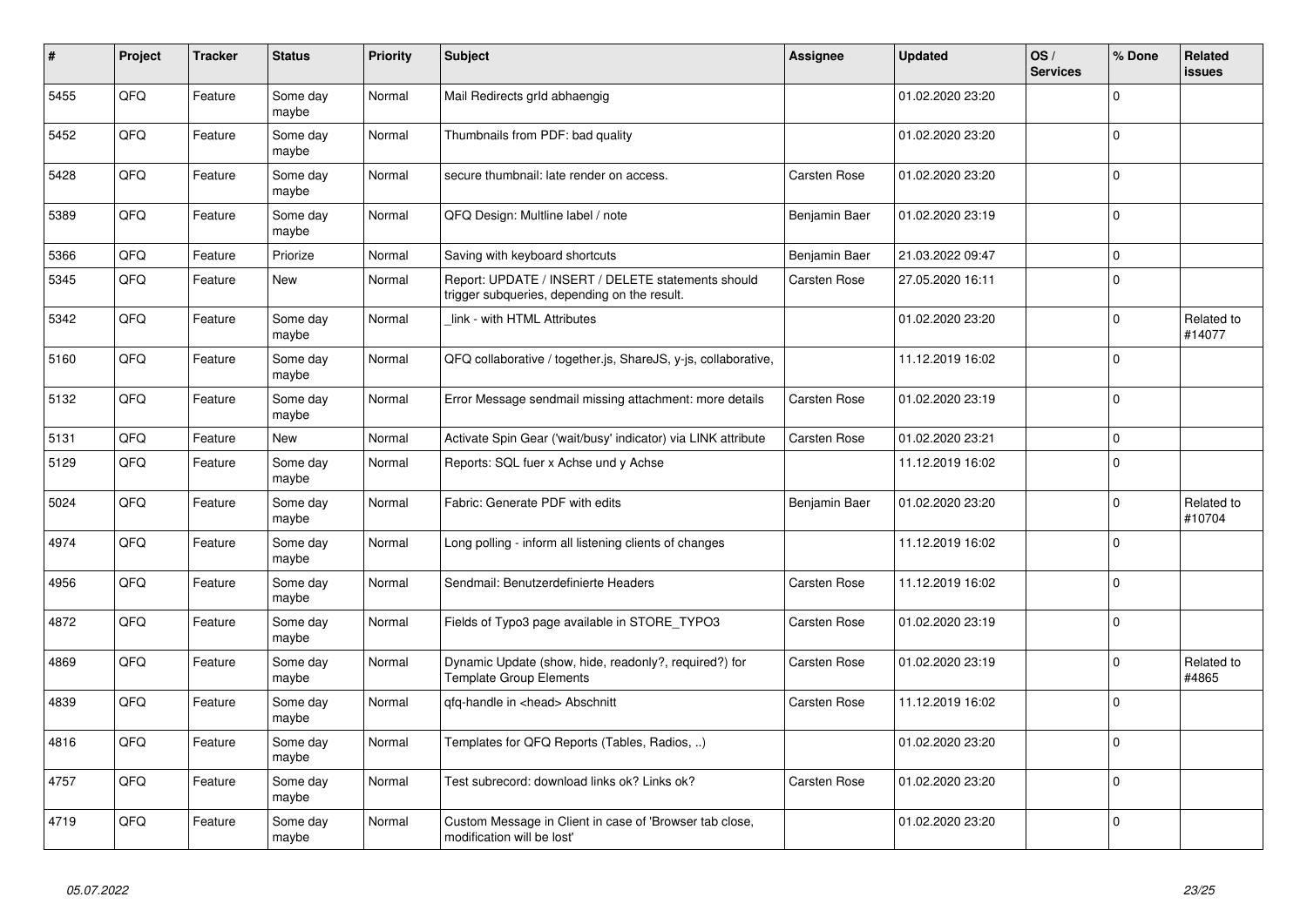| # | Project | Tracker | Status | Priority | Subject | Assignee | Updated | OS / Services | % Done | Related issues |
|---|---|---|---|---|---|---|---|---|---|---|
| 5455 | QFQ | Feature | Some day maybe | Normal | Mail Redirects grld abhaengig | | 01.02.2020 23:20 | | 0 | |
| 5452 | QFQ | Feature | Some day maybe | Normal | Thumbnails from PDF: bad quality | | 01.02.2020 23:20 | | 0 | |
| 5428 | QFQ | Feature | Some day maybe | Normal | secure thumbnail: late render on access. | Carsten Rose | 01.02.2020 23:20 | | 0 | |
| 5389 | QFQ | Feature | Some day maybe | Normal | QFQ Design: Multline label / note | Benjamin Baer | 01.02.2020 23:19 | | 0 | |
| 5366 | QFQ | Feature | Priorize | Normal | Saving with keyboard shortcuts | Benjamin Baer | 21.03.2022 09:47 | | 0 | |
| 5345 | QFQ | Feature | New | Normal | Report: UPDATE / INSERT / DELETE statements should trigger subqueries, depending on the result. | Carsten Rose | 27.05.2020 16:11 | | 0 | |
| 5342 | QFQ | Feature | Some day maybe | Normal | _link - with HTML Attributes | | 01.02.2020 23:20 | | 0 | Related to #14077 |
| 5160 | QFQ | Feature | Some day maybe | Normal | QFQ collaborative / together.js, ShareJS, y-js, collaborative, | | 11.12.2019 16:02 | | 0 | |
| 5132 | QFQ | Feature | Some day maybe | Normal | Error Message sendmail missing attachment: more details | Carsten Rose | 01.02.2020 23:19 | | 0 | |
| 5131 | QFQ | Feature | New | Normal | Activate Spin Gear ('wait/busy' indicator) via LINK attribute | Carsten Rose | 01.02.2020 23:21 | | 0 | |
| 5129 | QFQ | Feature | Some day maybe | Normal | Reports: SQL fuer x Achse und y Achse | | 11.12.2019 16:02 | | 0 | |
| 5024 | QFQ | Feature | Some day maybe | Normal | Fabric: Generate PDF with edits | Benjamin Baer | 01.02.2020 23:20 | | 0 | Related to #10704 |
| 4974 | QFQ | Feature | Some day maybe | Normal | Long polling - inform all listening clients of changes | | 11.12.2019 16:02 | | 0 | |
| 4956 | QFQ | Feature | Some day maybe | Normal | Sendmail: Benutzerdefinierte Headers | Carsten Rose | 11.12.2019 16:02 | | 0 | |
| 4872 | QFQ | Feature | Some day maybe | Normal | Fields of Typo3 page available in STORE_TYPO3 | Carsten Rose | 01.02.2020 23:19 | | 0 | |
| 4869 | QFQ | Feature | Some day maybe | Normal | Dynamic Update (show, hide, readonly?, required?) for Template Group Elements | Carsten Rose | 01.02.2020 23:19 | | 0 | Related to #4865 |
| 4839 | QFQ | Feature | Some day maybe | Normal | qfq-handle in <head> Abschnitt | Carsten Rose | 11.12.2019 16:02 | | 0 | |
| 4816 | QFQ | Feature | Some day maybe | Normal | Templates for QFQ Reports (Tables, Radios, ..) | | 01.02.2020 23:20 | | 0 | |
| 4757 | QFQ | Feature | Some day maybe | Normal | Test subrecord: download links ok? Links ok? | Carsten Rose | 01.02.2020 23:20 | | 0 | |
| 4719 | QFQ | Feature | Some day maybe | Normal | Custom Message in Client in case of 'Browser tab close, modification will be lost' | | 01.02.2020 23:20 | | 0 | |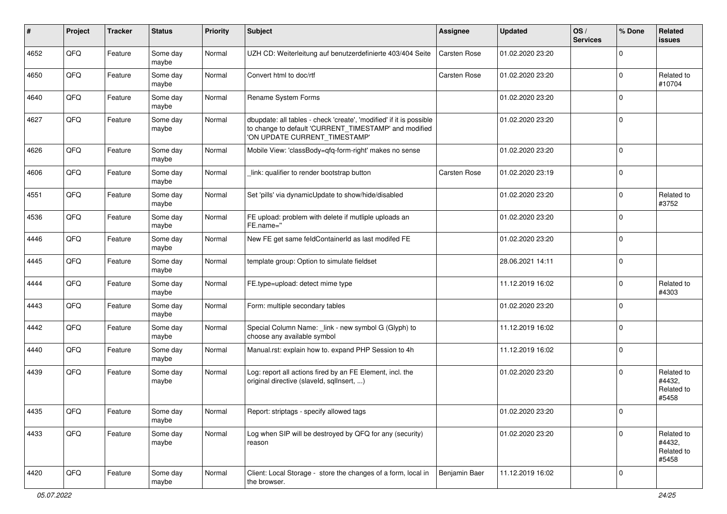| # | Project | Tracker | Status | Priority | Subject | Assignee | Updated | OS / Services | % Done | Related issues |
|---|---|---|---|---|---|---|---|---|---|---|
| 4652 | QFQ | Feature | Some day maybe | Normal | UZH CD: Weiterleitung auf benutzerdefinierte 403/404 Seite | Carsten Rose | 01.02.2020 23:20 | | 0 | |
| 4650 | QFQ | Feature | Some day maybe | Normal | Convert html to doc/rtf | Carsten Rose | 01.02.2020 23:20 | | 0 | Related to #10704 |
| 4640 | QFQ | Feature | Some day maybe | Normal | Rename System Forms | | 01.02.2020 23:20 | | 0 | |
| 4627 | QFQ | Feature | Some day maybe | Normal | dbupdate: all tables - check 'create', 'modified' if it is possible to change to default 'CURRENT_TIMESTAMP' and modified 'ON UPDATE CURRENT_TIMESTAMP' | | 01.02.2020 23:20 | | 0 | |
| 4626 | QFQ | Feature | Some day maybe | Normal | Mobile View: 'classBody=qfq-form-right' makes no sense | | 01.02.2020 23:20 | | 0 | |
| 4606 | QFQ | Feature | Some day maybe | Normal | _link: qualifier to render bootstrap button | Carsten Rose | 01.02.2020 23:19 | | 0 | |
| 4551 | QFQ | Feature | Some day maybe | Normal | Set 'pills' via dynamicUpdate to show/hide/disabled | | 01.02.2020 23:20 | | 0 | Related to #3752 |
| 4536 | QFQ | Feature | Some day maybe | Normal | FE upload: problem with delete if mutliple uploads an FE.name=" | | 01.02.2020 23:20 | | 0 | |
| 4446 | QFQ | Feature | Some day maybe | Normal | New FE get same feldContainerId as last modifed FE | | 01.02.2020 23:20 | | 0 | |
| 4445 | QFQ | Feature | Some day maybe | Normal | template group: Option to simulate fieldset | | 28.06.2021 14:11 | | 0 | |
| 4444 | QFQ | Feature | Some day maybe | Normal | FE.type=upload: detect mime type | | 11.12.2019 16:02 | | 0 | Related to #4303 |
| 4443 | QFQ | Feature | Some day maybe | Normal | Form: multiple secondary tables | | 01.02.2020 23:20 | | 0 | |
| 4442 | QFQ | Feature | Some day maybe | Normal | Special Column Name: _link - new symbol G (Glyph) to choose any available symbol | | 11.12.2019 16:02 | | 0 | |
| 4440 | QFQ | Feature | Some day maybe | Normal | Manual.rst: explain how to. expand PHP Session to 4h | | 11.12.2019 16:02 | | 0 | |
| 4439 | QFQ | Feature | Some day maybe | Normal | Log: report all actions fired by an FE Element, incl. the original directive (slaveId, sqlInsert, ...) | | 01.02.2020 23:20 | | 0 | Related to #4432, Related to #5458 |
| 4435 | QFQ | Feature | Some day maybe | Normal | Report: striptags - specify allowed tags | | 01.02.2020 23:20 | | 0 | |
| 4433 | QFQ | Feature | Some day maybe | Normal | Log when SIP will be destroyed by QFQ for any (security) reason | | 01.02.2020 23:20 | | 0 | Related to #4432, Related to #5458 |
| 4420 | QFQ | Feature | Some day maybe | Normal | Client: Local Storage - store the changes of a form, local in the browser. | Benjamin Baer | 11.12.2019 16:02 | | 0 | |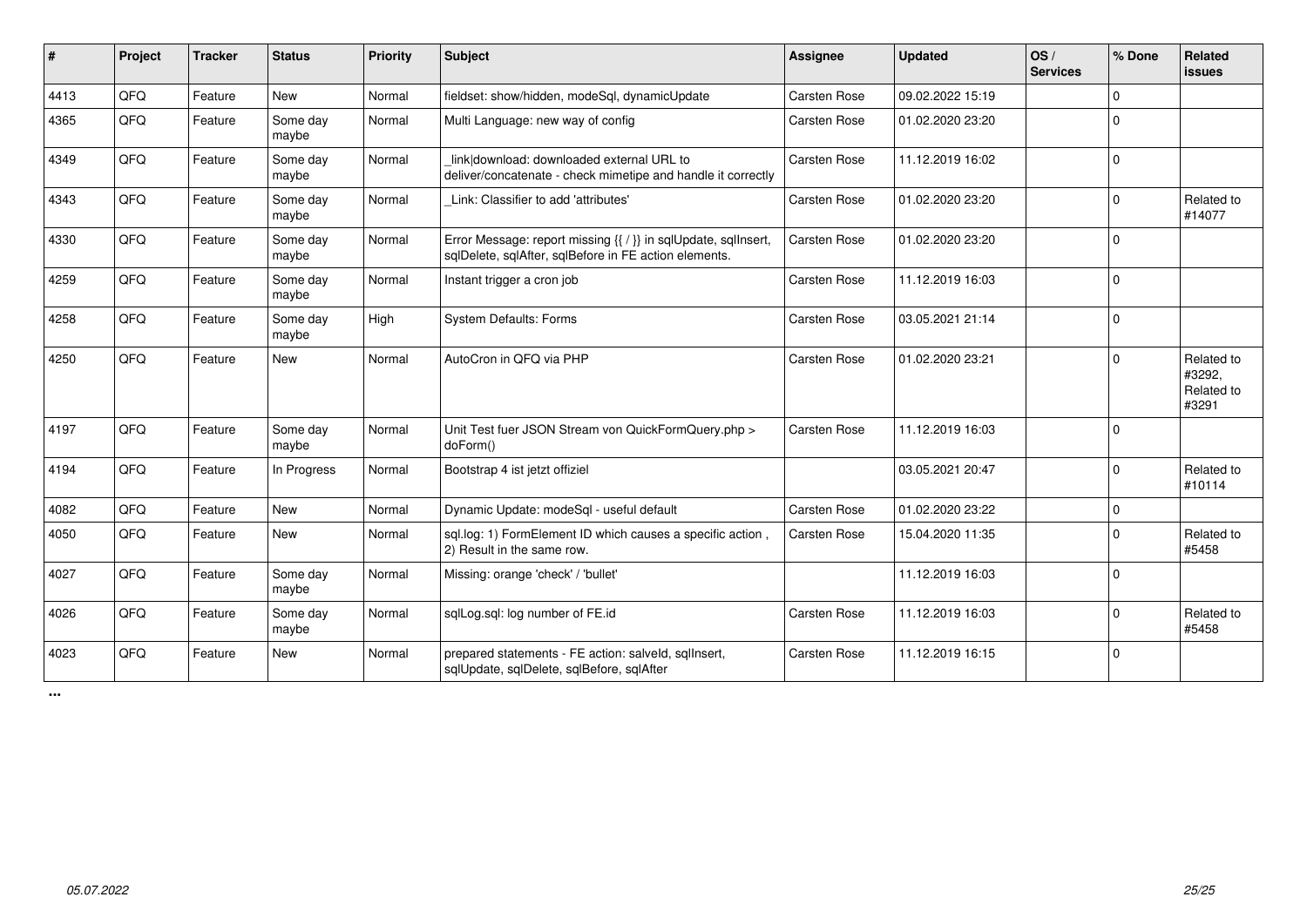| # | Project | Tracker | Status | Priority | Subject | Assignee | Updated | OS / Services | % Done | Related issues |
|---|---|---|---|---|---|---|---|---|---|---|
| 4413 | QFQ | Feature | New | Normal | fieldset: show/hidden, modeSql, dynamicUpdate | Carsten Rose | 09.02.2022 15:19 | | 0 | |
| 4365 | QFQ | Feature | Some day maybe | Normal | Multi Language: new way of config | Carsten Rose | 01.02.2020 23:20 | | 0 | |
| 4349 | QFQ | Feature | Some day maybe | Normal | _link\|download: downloaded external URL to deliver/concatenate - check mimetipe and handle it correctly | Carsten Rose | 11.12.2019 16:02 | | 0 | |
| 4343 | QFQ | Feature | Some day maybe | Normal | _Link: Classifier to add 'attributes' | Carsten Rose | 01.02.2020 23:20 | | 0 | Related to #14077 |
| 4330 | QFQ | Feature | Some day maybe | Normal | Error Message: report missing {{ / }} in sqlUpdate, sqlInsert, sqlDelete, sqlAfter, sqlBefore in FE action elements. | Carsten Rose | 01.02.2020 23:20 | | 0 | |
| 4259 | QFQ | Feature | Some day maybe | Normal | Instant trigger a cron job | Carsten Rose | 11.12.2019 16:03 | | 0 | |
| 4258 | QFQ | Feature | Some day maybe | High | System Defaults: Forms | Carsten Rose | 03.05.2021 21:14 | | 0 | |
| 4250 | QFQ | Feature | New | Normal | AutoCron in QFQ via PHP | Carsten Rose | 01.02.2020 23:21 | | 0 | Related to #3292, Related to #3291 |
| 4197 | QFQ | Feature | Some day maybe | Normal | Unit Test fuer JSON Stream von QuickFormQuery.php > doForm() | Carsten Rose | 11.12.2019 16:03 | | 0 | |
| 4194 | QFQ | Feature | In Progress | Normal | Bootstrap 4 ist jetzt offiziel | | 03.05.2021 20:47 | | 0 | Related to #10114 |
| 4082 | QFQ | Feature | New | Normal | Dynamic Update: modeSql - useful default | Carsten Rose | 01.02.2020 23:22 | | 0 | |
| 4050 | QFQ | Feature | New | Normal | sql.log: 1) FormElement ID which causes a specific action , 2) Result in the same row. | Carsten Rose | 15.04.2020 11:35 | | 0 | Related to #5458 |
| 4027 | QFQ | Feature | Some day maybe | Normal | Missing: orange 'check' / 'bullet' | | 11.12.2019 16:03 | | 0 | |
| 4026 | QFQ | Feature | Some day maybe | Normal | sqlLog.sql: log number of FE.id | Carsten Rose | 11.12.2019 16:03 | | 0 | Related to #5458 |
| 4023 | QFQ | Feature | New | Normal | prepared statements - FE action: salveId, sqlInsert, sqlUpdate, sqlDelete, sqlBefore, sqlAfter | Carsten Rose | 11.12.2019 16:15 | | 0 | |

...